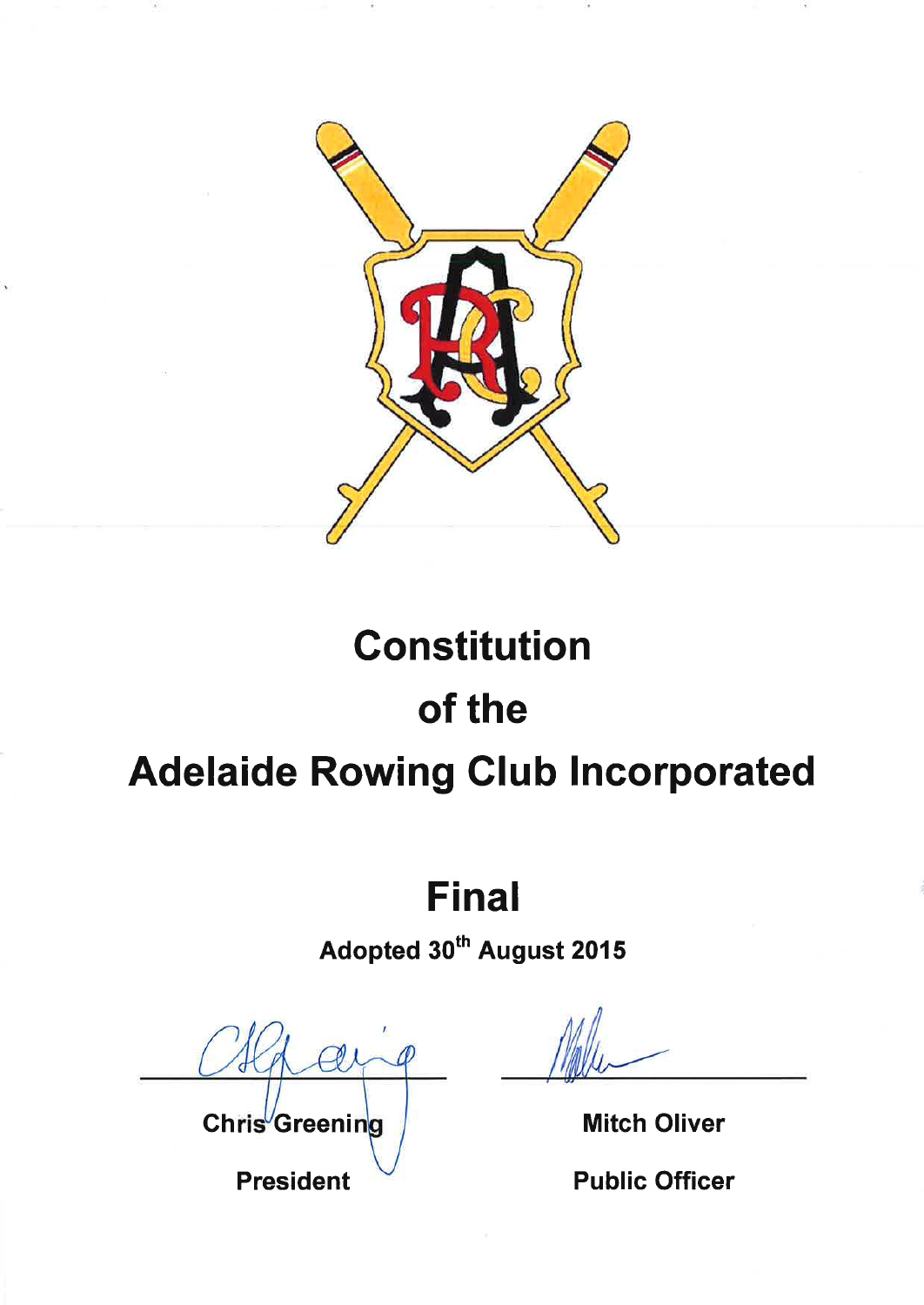# Constitution

# of the

# Adelaide Rowing Club Incorporated

## Final

**Adopted 30th August 2015**

| | |
|---|---|
| **Chris Greening** | **Mitch Oliver** |
| **President** | **Public Officer** |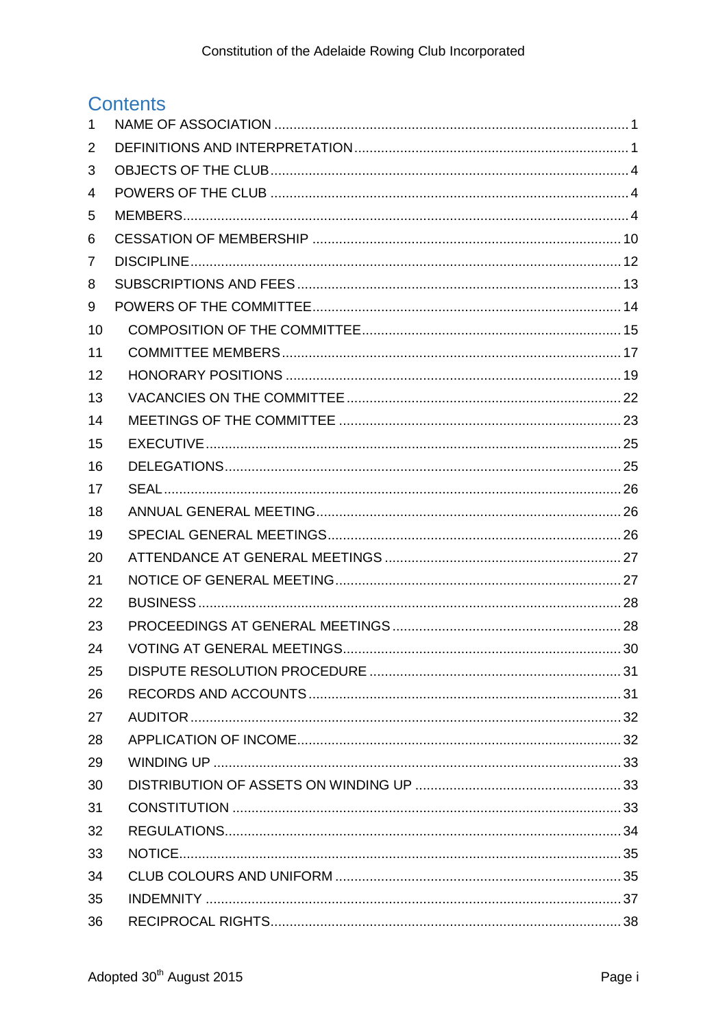# Contents

| | | |
|---|---|---|
| 1 | NAME OF ASSOCIATION | 1 |
| 2 | DEFINITIONS AND INTERPRETATION | 1 |
| 3 | OBJECTS OF THE CLUB | 4 |
| 4 | POWERS OF THE CLUB | 4 |
| 5 | MEMBERS | 4 |
| 6 | CESSATION OF MEMBERSHIP | 10 |
| 7 | DISCIPLINE | 12 |
| 8 | SUBSCRIPTIONS AND FEES | 13 |
| 9 | POWERS OF THE COMMITTEE | 14 |
| 10 | COMPOSITION OF THE COMMITTEE | 15 |
| 11 | COMMITTEE MEMBERS | 17 |
| 12 | HONORARY POSITIONS | 19 |
| 13 | VACANCIES ON THE COMMITTEE | 22 |
| 14 | MEETINGS OF THE COMMITTEE | 23 |
| 15 | EXECUTIVE | 25 |
| 16 | DELEGATIONS | 25 |
| 17 | SEAL | 26 |
| 18 | ANNUAL GENERAL MEETING | 26 |
| 19 | SPECIAL GENERAL MEETINGS | 26 |
| 20 | ATTENDANCE AT GENERAL MEETINGS | 27 |
| 21 | NOTICE OF GENERAL MEETING | 27 |
| 22 | BUSINESS | 28 |
| 23 | PROCEEDINGS AT GENERAL MEETINGS | 28 |
| 24 | VOTING AT GENERAL MEETINGS | 30 |
| 25 | DISPUTE RESOLUTION PROCEDURE | 31 |
| 26 | RECORDS AND ACCOUNTS | 31 |
| 27 | AUDITOR | 32 |
| 28 | APPLICATION OF INCOME | 32 |
| 29 | WINDING UP | 33 |
| 30 | DISTRIBUTION OF ASSETS ON WINDING UP | 33 |
| 31 | CONSTITUTION | 33 |
| 32 | REGULATIONS | 34 |
| 33 | NOTICE | 35 |
| 34 | CLUB COLOURS AND UNIFORM | 35 |
| 35 | INDEMNITY | 37 |
| 36 | RECIPROCAL RIGHTS | 38 |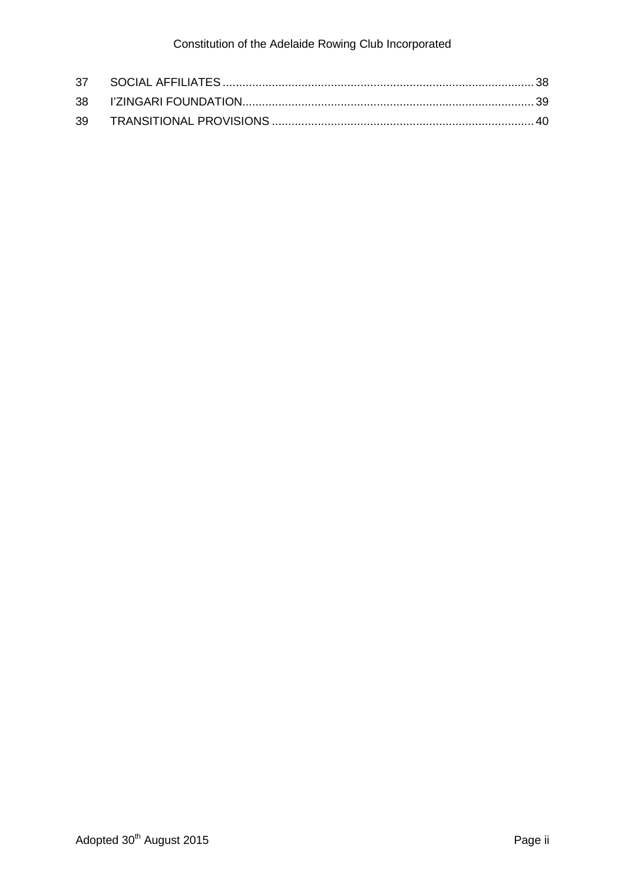| | | |
|---|---|---|
| 37 | SOCIAL AFFILIATES | 38 |
| 38 | I'ZINGARI FOUNDATION | 39 |
| 39 | TRANSITIONAL PROVISIONS | 40 |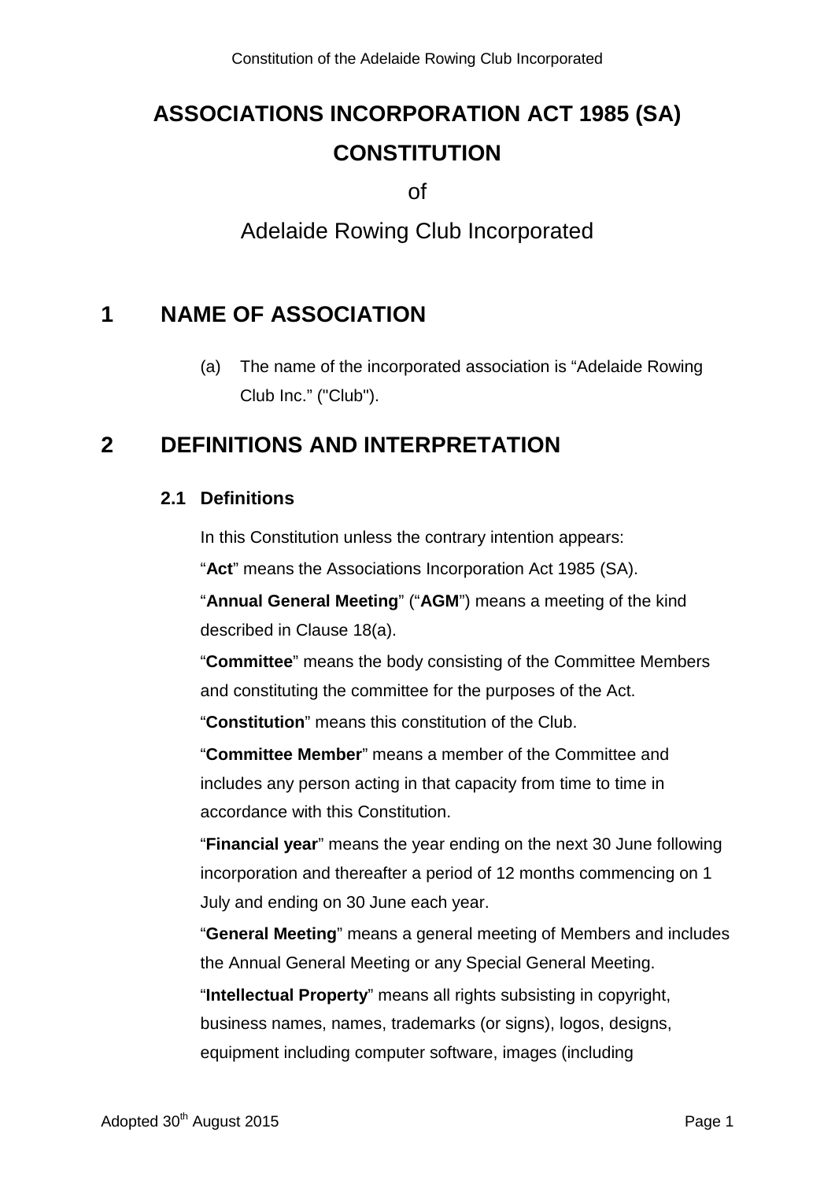# ASSOCIATIONS INCORPORATION ACT 1985 (SA)

# CONSTITUTION

of

Adelaide Rowing Club Incorporated

## 1 NAME OF ASSOCIATION

(a) The name of the incorporated association is "Adelaide Rowing Club Inc." ("Club").

## 2 DEFINITIONS AND INTERPRETATION

### 2.1 Definitions

In this Constitution unless the contrary intention appears:

"**Act**" means the Associations Incorporation Act 1985 (SA).

"**Annual General Meeting**" ("**AGM**") means a meeting of the kind described in Clause 18(a).

"**Committee**" means the body consisting of the Committee Members and constituting the committee for the purposes of the Act.

"**Constitution**" means this constitution of the Club.

"**Committee Member**" means a member of the Committee and includes any person acting in that capacity from time to time in accordance with this Constitution.

"**Financial year**" means the year ending on the next 30 June following incorporation and thereafter a period of 12 months commencing on 1 July and ending on 30 June each year.

"**General Meeting**" means a general meeting of Members and includes the Annual General Meeting or any Special General Meeting.

"**Intellectual Property**" means all rights subsisting in copyright, business names, names, trademarks (or signs), logos, designs, equipment including computer software, images (including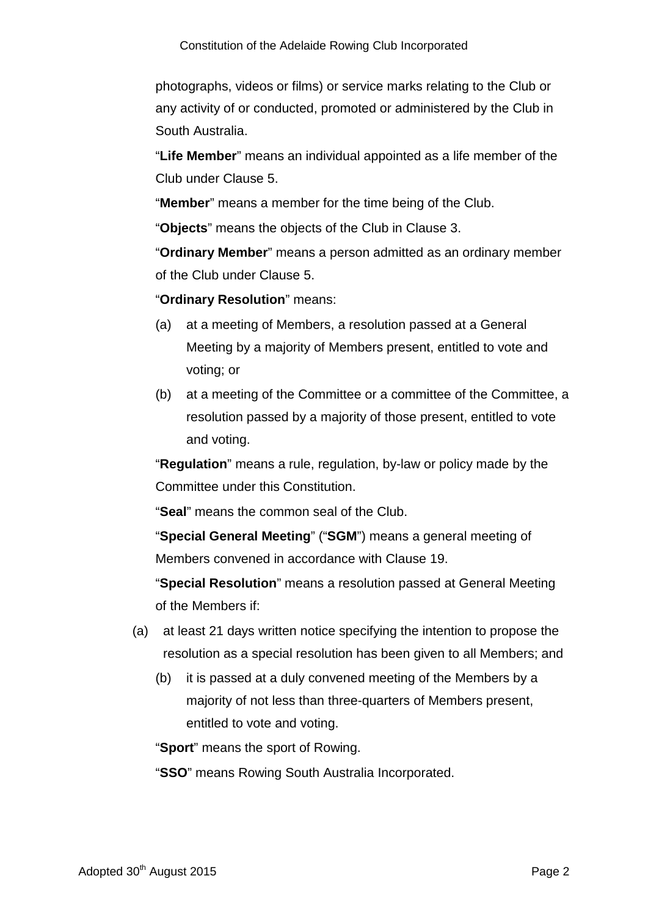photographs, videos or films) or service marks relating to the Club or any activity of or conducted, promoted or administered by the Club in South Australia.

"**Life Member**" means an individual appointed as a life member of the Club under Clause 5.

"**Member**" means a member for the time being of the Club.

"**Objects**" means the objects of the Club in Clause 3.

"**Ordinary Member**" means a person admitted as an ordinary member of the Club under Clause 5.

"**Ordinary Resolution**" means:

(a) at a meeting of Members, a resolution passed at a General Meeting by a majority of Members present, entitled to vote and voting; or

(b) at a meeting of the Committee or a committee of the Committee, a resolution passed by a majority of those present, entitled to vote and voting.

"**Regulation**" means a rule, regulation, by-law or policy made by the Committee under this Constitution.

"**Seal**" means the common seal of the Club.

"**Special General Meeting**" ("**SGM**") means a general meeting of Members convened in accordance with Clause 19.

"**Special Resolution**" means a resolution passed at General Meeting of the Members if:

(a) at least 21 days written notice specifying the intention to propose the resolution as a special resolution has been given to all Members; and

(b) it is passed at a duly convened meeting of the Members by a majority of not less than three-quarters of Members present, entitled to vote and voting.

"**Sport**" means the sport of Rowing.

"**SSO**" means Rowing South Australia Incorporated.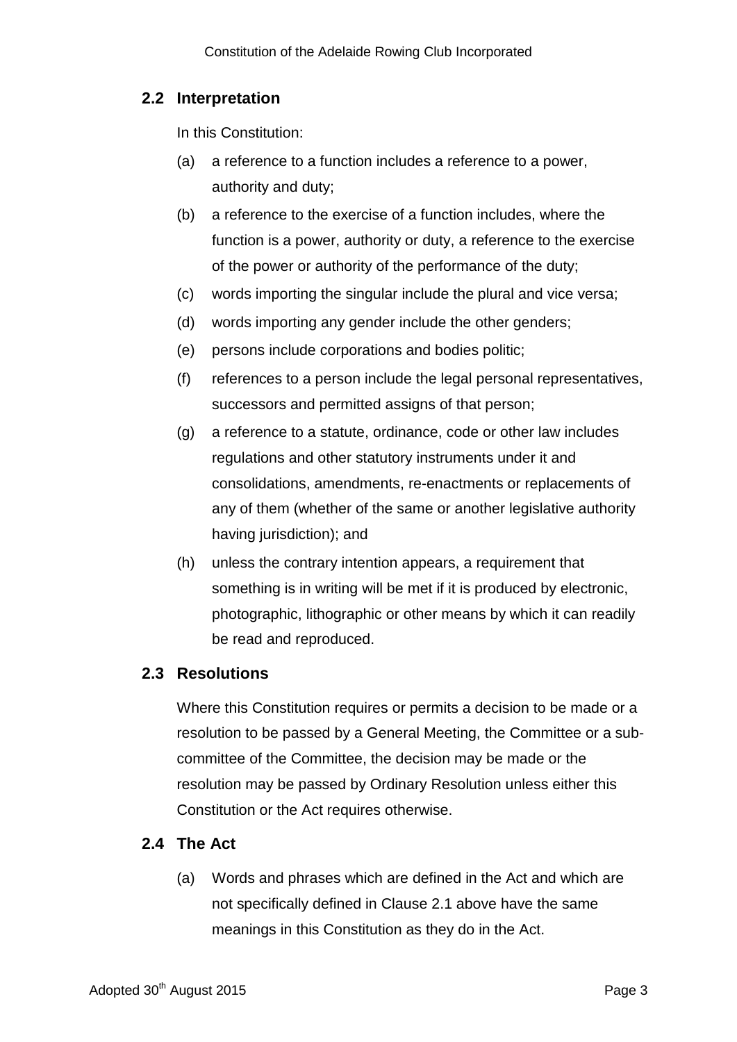## 2.2 Interpretation

In this Constitution:

(a) a reference to a function includes a reference to a power, authority and duty;

(b) a reference to the exercise of a function includes, where the function is a power, authority or duty, a reference to the exercise of the power or authority of the performance of the duty;

(c) words importing the singular include the plural and vice versa;

(d) words importing any gender include the other genders;

(e) persons include corporations and bodies politic;

(f) references to a person include the legal personal representatives, successors and permitted assigns of that person;

(g) a reference to a statute, ordinance, code or other law includes regulations and other statutory instruments under it and consolidations, amendments, re-enactments or replacements of any of them (whether of the same or another legislative authority having jurisdiction); and

(h) unless the contrary intention appears, a requirement that something is in writing will be met if it is produced by electronic, photographic, lithographic or other means by which it can readily be read and reproduced.

## 2.3 Resolutions

Where this Constitution requires or permits a decision to be made or a resolution to be passed by a General Meeting, the Committee or a sub-committee of the Committee, the decision may be made or the resolution may be passed by Ordinary Resolution unless either this Constitution or the Act requires otherwise.

## 2.4 The Act

(a) Words and phrases which are defined in the Act and which are not specifically defined in Clause 2.1 above have the same meanings in this Constitution as they do in the Act.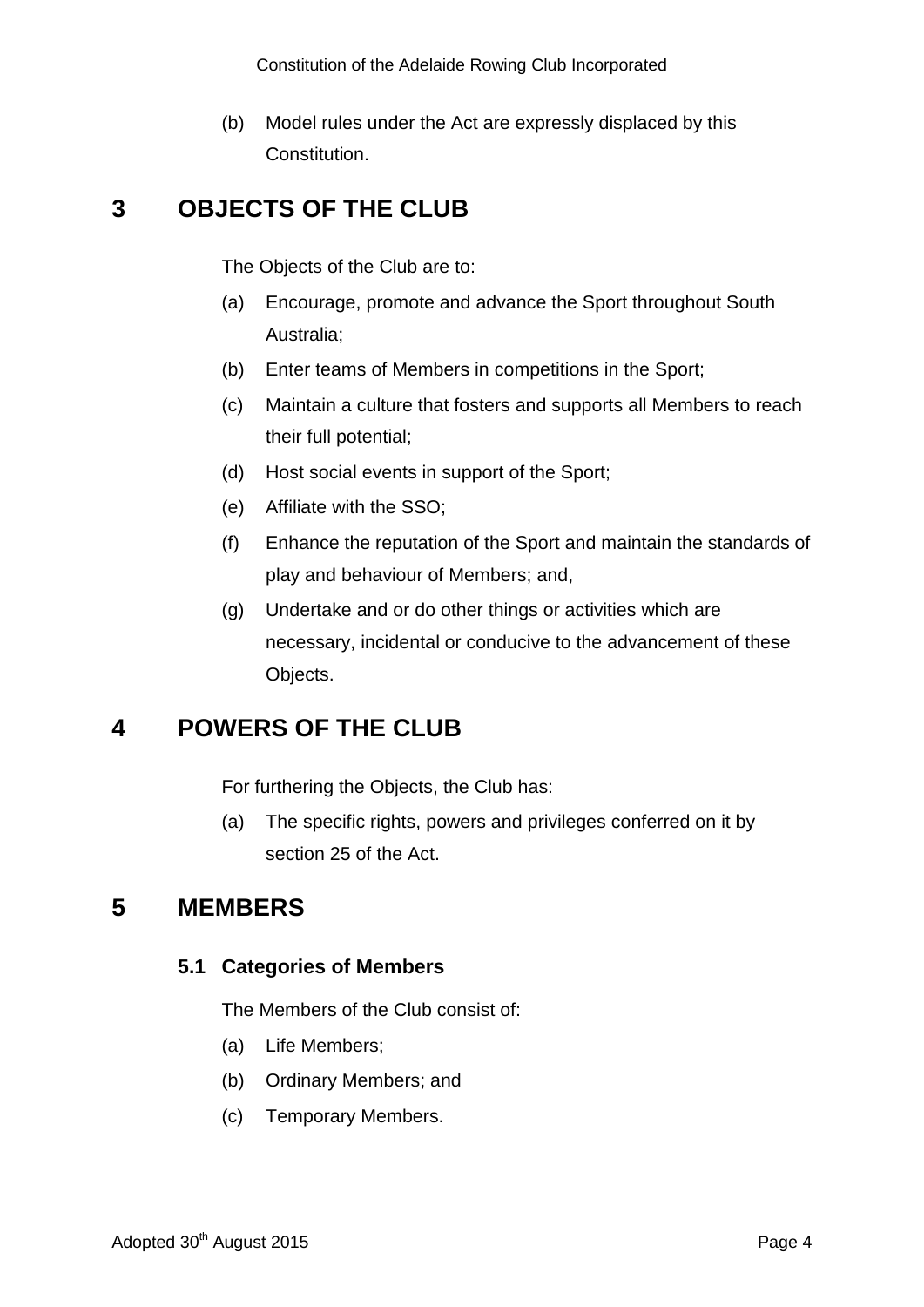(b) Model rules under the Act are expressly displaced by this Constitution.

# 3 OBJECTS OF THE CLUB

The Objects of the Club are to:

(a) Encourage, promote and advance the Sport throughout South Australia;

(b) Enter teams of Members in competitions in the Sport;

(c) Maintain a culture that fosters and supports all Members to reach their full potential;

(d) Host social events in support of the Sport;

(e) Affiliate with the SSO;

(f) Enhance the reputation of the Sport and maintain the standards of play and behaviour of Members; and,

(g) Undertake and or do other things or activities which are necessary, incidental or conducive to the advancement of these Objects.

# 4 POWERS OF THE CLUB

For furthering the Objects, the Club has:

(a) The specific rights, powers and privileges conferred on it by section 25 of the Act.

# 5 MEMBERS

## 5.1 Categories of Members

The Members of the Club consist of:

(a) Life Members;

(b) Ordinary Members; and

(c) Temporary Members.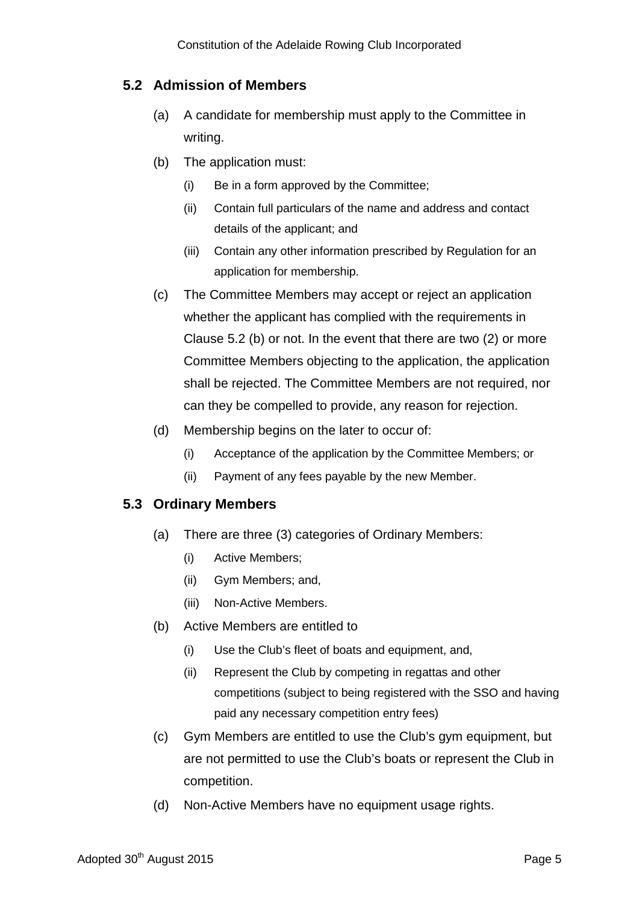## 5.2 Admission of Members

(a) A candidate for membership must apply to the Committee in writing.

(b) The application must:

  (i) Be in a form approved by the Committee;

  (ii) Contain full particulars of the name and address and contact details of the applicant; and

  (iii) Contain any other information prescribed by Regulation for an application for membership.

(c) The Committee Members may accept or reject an application whether the applicant has complied with the requirements in Clause 5.2 (b) or not. In the event that there are two (2) or more Committee Members objecting to the application, the application shall be rejected. The Committee Members are not required, nor can they be compelled to provide, any reason for rejection.

(d) Membership begins on the later to occur of:

  (i) Acceptance of the application by the Committee Members; or

  (ii) Payment of any fees payable by the new Member.

## 5.3 Ordinary Members

(a) There are three (3) categories of Ordinary Members:

  (i) Active Members;

  (ii) Gym Members; and,

  (iii) Non-Active Members.

(b) Active Members are entitled to

  (i) Use the Club's fleet of boats and equipment, and,

  (ii) Represent the Club by competing in regattas and other competitions (subject to being registered with the SSO and having paid any necessary competition entry fees)

(c) Gym Members are entitled to use the Club's gym equipment, but are not permitted to use the Club's boats or represent the Club in competition.

(d) Non-Active Members have no equipment usage rights.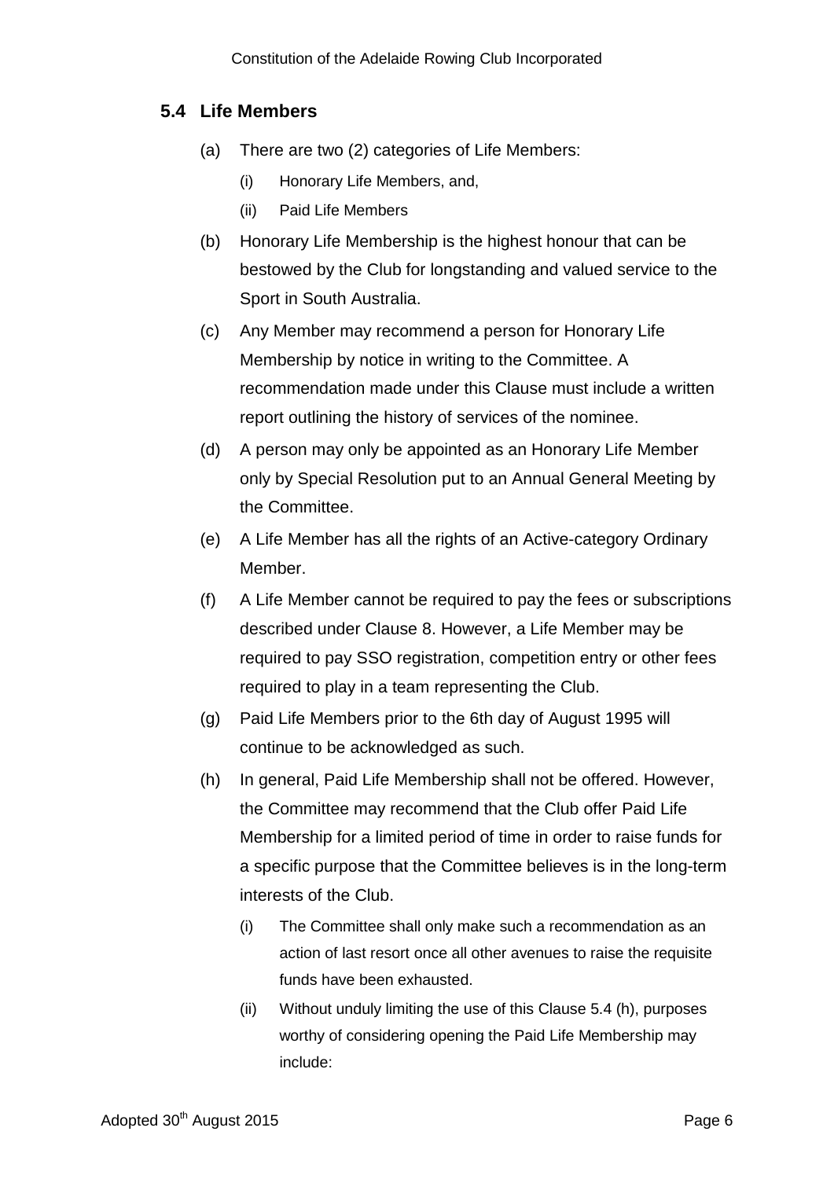### 5.4 Life Members

(a) There are two (2) categories of Life Members:

  (i) Honorary Life Members, and,

  (ii) Paid Life Members

(b) Honorary Life Membership is the highest honour that can be bestowed by the Club for longstanding and valued service to the Sport in South Australia.

(c) Any Member may recommend a person for Honorary Life Membership by notice in writing to the Committee. A recommendation made under this Clause must include a written report outlining the history of services of the nominee.

(d) A person may only be appointed as an Honorary Life Member only by Special Resolution put to an Annual General Meeting by the Committee.

(e) A Life Member has all the rights of an Active-category Ordinary Member.

(f) A Life Member cannot be required to pay the fees or subscriptions described under Clause 8. However, a Life Member may be required to pay SSO registration, competition entry or other fees required to play in a team representing the Club.

(g) Paid Life Members prior to the 6th day of August 1995 will continue to be acknowledged as such.

(h) In general, Paid Life Membership shall not be offered. However, the Committee may recommend that the Club offer Paid Life Membership for a limited period of time in order to raise funds for a specific purpose that the Committee believes is in the long-term interests of the Club.

  (i) The Committee shall only make such a recommendation as an action of last resort once all other avenues to raise the requisite funds have been exhausted.

  (ii) Without unduly limiting the use of this Clause 5.4 (h), purposes worthy of considering opening the Paid Life Membership may include: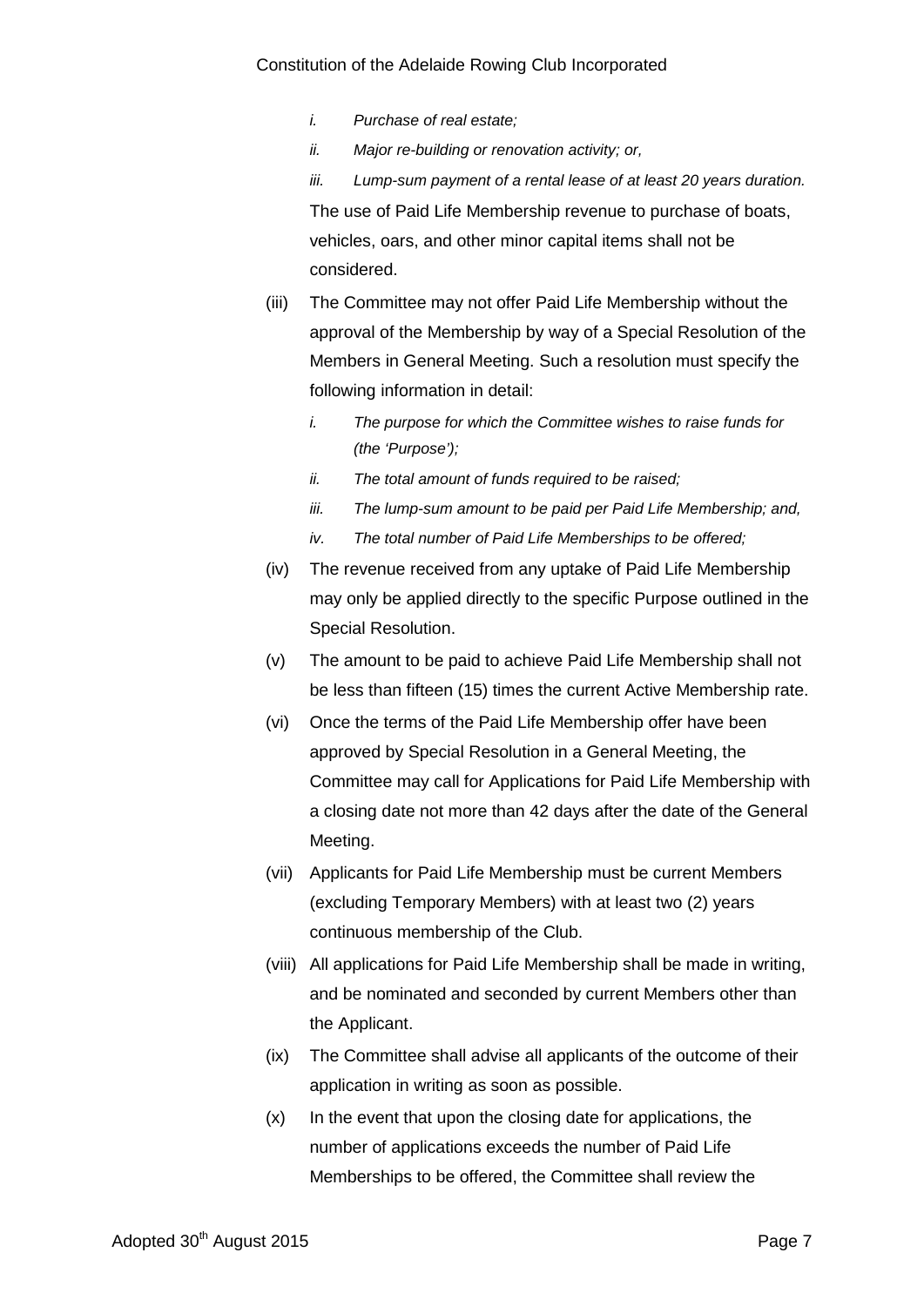*i. Purchase of real estate;*

*ii. Major re-building or renovation activity; or,*

*iii. Lump-sum payment of a rental lease of at least 20 years duration.*

The use of Paid Life Membership revenue to purchase of boats, vehicles, oars, and other minor capital items shall not be considered.

(iii) The Committee may not offer Paid Life Membership without the approval of the Membership by way of a Special Resolution of the Members in General Meeting. Such a resolution must specify the following information in detail:

*i. The purpose for which the Committee wishes to raise funds for (the 'Purpose');*

*ii. The total amount of funds required to be raised;*

*iii. The lump-sum amount to be paid per Paid Life Membership; and,*

*iv. The total number of Paid Life Memberships to be offered;*

(iv) The revenue received from any uptake of Paid Life Membership may only be applied directly to the specific Purpose outlined in the Special Resolution.

(v) The amount to be paid to achieve Paid Life Membership shall not be less than fifteen (15) times the current Active Membership rate.

(vi) Once the terms of the Paid Life Membership offer have been approved by Special Resolution in a General Meeting, the Committee may call for Applications for Paid Life Membership with a closing date not more than 42 days after the date of the General Meeting.

(vii) Applicants for Paid Life Membership must be current Members (excluding Temporary Members) with at least two (2) years continuous membership of the Club.

(viii) All applications for Paid Life Membership shall be made in writing, and be nominated and seconded by current Members other than the Applicant.

(ix) The Committee shall advise all applicants of the outcome of their application in writing as soon as possible.

(x) In the event that upon the closing date for applications, the number of applications exceeds the number of Paid Life Memberships to be offered, the Committee shall review the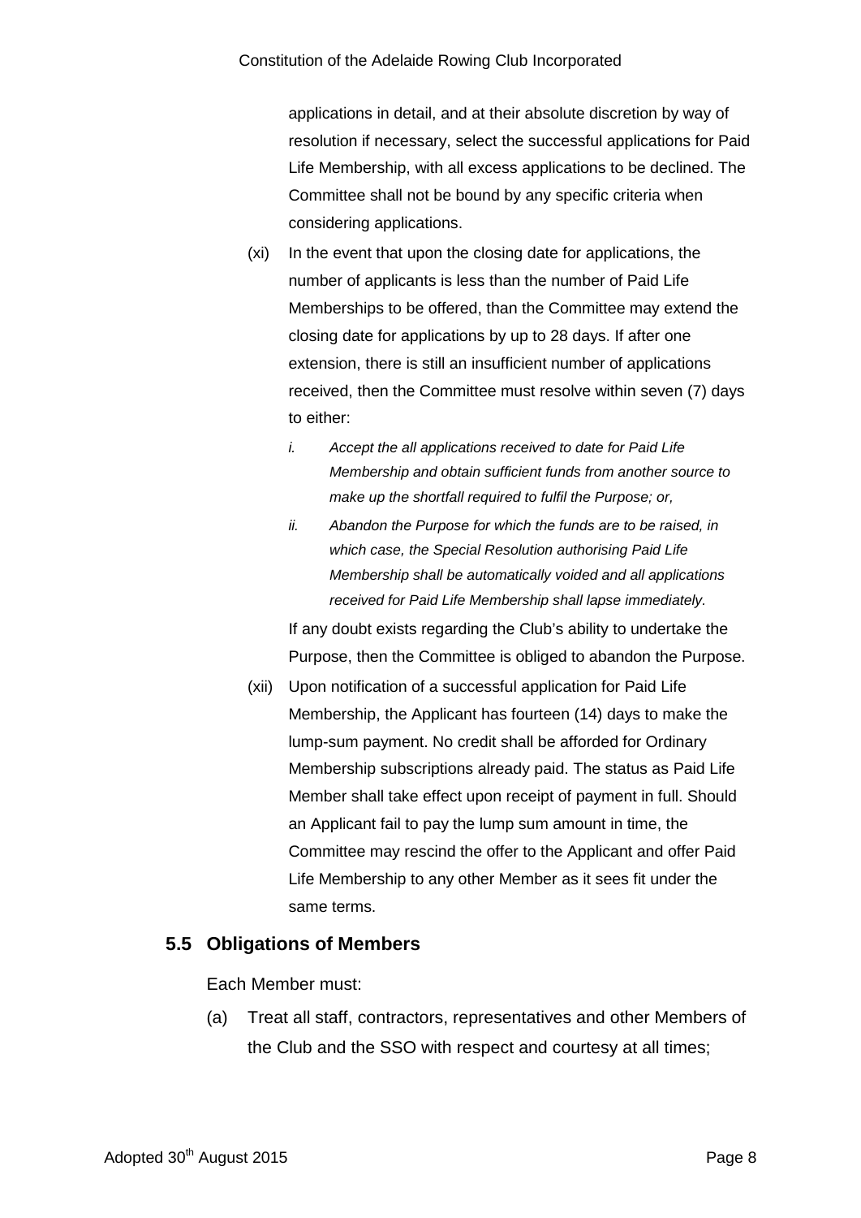applications in detail, and at their absolute discretion by way of resolution if necessary, select the successful applications for Paid Life Membership, with all excess applications to be declined. The Committee shall not be bound by any specific criteria when considering applications.

(xi) In the event that upon the closing date for applications, the number of applicants is less than the number of Paid Life Memberships to be offered, than the Committee may extend the closing date for applications by up to 28 days. If after one extension, there is still an insufficient number of applications received, then the Committee must resolve within seven (7) days to either:

*i. Accept the all applications received to date for Paid Life Membership and obtain sufficient funds from another source to make up the shortfall required to fulfil the Purpose; or,*

*ii. Abandon the Purpose for which the funds are to be raised, in which case, the Special Resolution authorising Paid Life Membership shall be automatically voided and all applications received for Paid Life Membership shall lapse immediately.*

If any doubt exists regarding the Club's ability to undertake the Purpose, then the Committee is obliged to abandon the Purpose.

(xii) Upon notification of a successful application for Paid Life Membership, the Applicant has fourteen (14) days to make the lump-sum payment. No credit shall be afforded for Ordinary Membership subscriptions already paid. The status as Paid Life Member shall take effect upon receipt of payment in full. Should an Applicant fail to pay the lump sum amount in time, the Committee may rescind the offer to the Applicant and offer Paid Life Membership to any other Member as it sees fit under the same terms.

## 5.5 Obligations of Members

Each Member must:

(a) Treat all staff, contractors, representatives and other Members of the Club and the SSO with respect and courtesy at all times;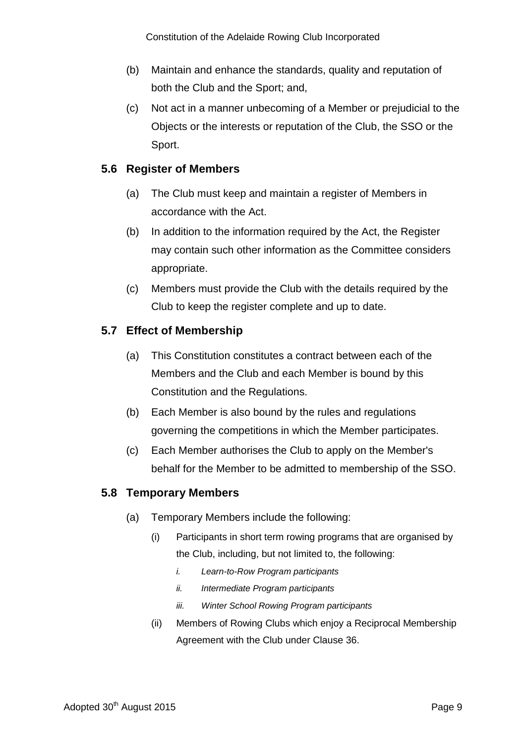(b) Maintain and enhance the standards, quality and reputation of both the Club and the Sport; and,

(c) Not act in a manner unbecoming of a Member or prejudicial to the Objects or the interests or reputation of the Club, the SSO or the Sport.

### 5.6 Register of Members

(a) The Club must keep and maintain a register of Members in accordance with the Act.

(b) In addition to the information required by the Act, the Register may contain such other information as the Committee considers appropriate.

(c) Members must provide the Club with the details required by the Club to keep the register complete and up to date.

### 5.7 Effect of Membership

(a) This Constitution constitutes a contract between each of the Members and the Club and each Member is bound by this Constitution and the Regulations.

(b) Each Member is also bound by the rules and regulations governing the competitions in which the Member participates.

(c) Each Member authorises the Club to apply on the Member's behalf for the Member to be admitted to membership of the SSO.

### 5.8 Temporary Members

(a) Temporary Members include the following:

  (i) Participants in short term rowing programs that are organised by the Club, including, but not limited to, the following:

    *i. Learn-to-Row Program participants*

    *ii. Intermediate Program participants*

    *iii. Winter School Rowing Program participants*

  (ii) Members of Rowing Clubs which enjoy a Reciprocal Membership Agreement with the Club under Clause 36.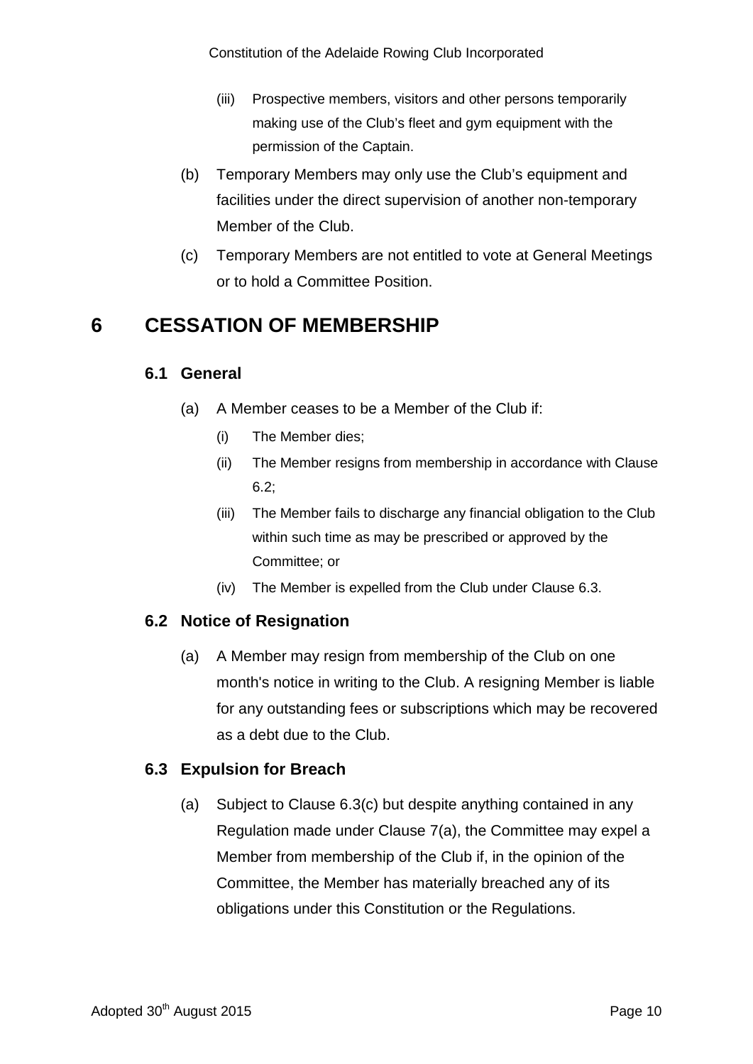(iii) Prospective members, visitors and other persons temporarily making use of the Club's fleet and gym equipment with the permission of the Captain.

(b) Temporary Members may only use the Club's equipment and facilities under the direct supervision of another non-temporary Member of the Club.

(c) Temporary Members are not entitled to vote at General Meetings or to hold a Committee Position.

# 6 CESSATION OF MEMBERSHIP

## 6.1 General

(a) A Member ceases to be a Member of the Club if:

(i) The Member dies;

(ii) The Member resigns from membership in accordance with Clause 6.2;

(iii) The Member fails to discharge any financial obligation to the Club within such time as may be prescribed or approved by the Committee; or

(iv) The Member is expelled from the Club under Clause 6.3.

## 6.2 Notice of Resignation

(a) A Member may resign from membership of the Club on one month's notice in writing to the Club. A resigning Member is liable for any outstanding fees or subscriptions which may be recovered as a debt due to the Club.

## 6.3 Expulsion for Breach

(a) Subject to Clause 6.3(c) but despite anything contained in any Regulation made under Clause 7(a), the Committee may expel a Member from membership of the Club if, in the opinion of the Committee, the Member has materially breached any of its obligations under this Constitution or the Regulations.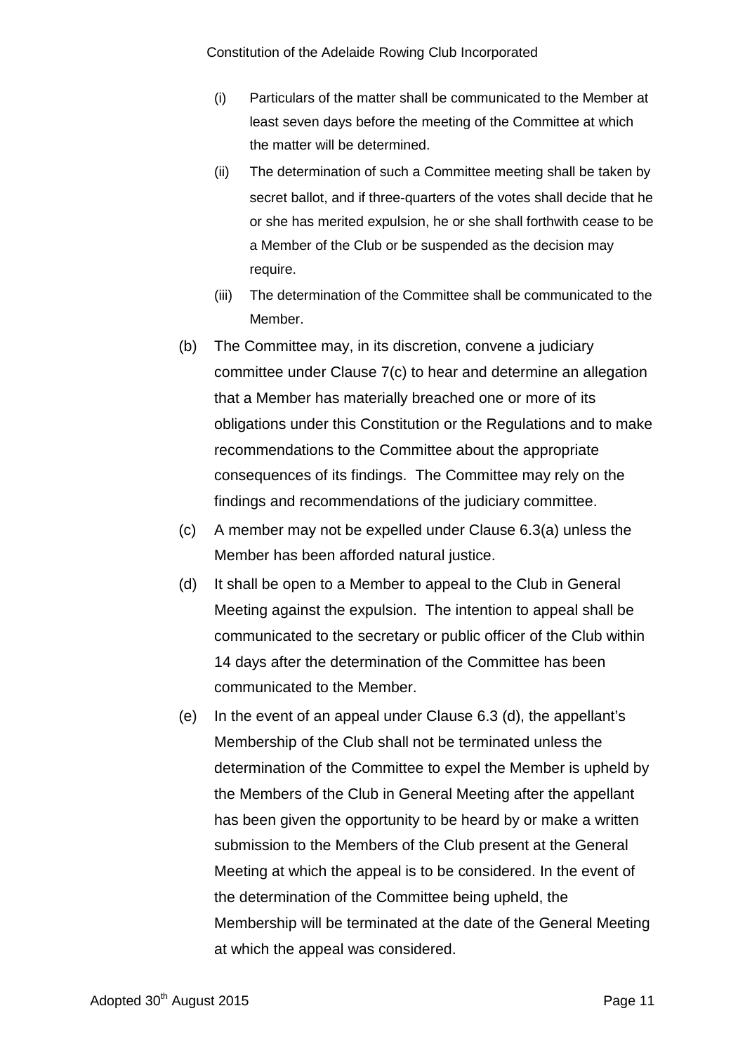(i) Particulars of the matter shall be communicated to the Member at least seven days before the meeting of the Committee at which the matter will be determined.

(ii) The determination of such a Committee meeting shall be taken by secret ballot, and if three-quarters of the votes shall decide that he or she has merited expulsion, he or she shall forthwith cease to be a Member of the Club or be suspended as the decision may require.

(iii) The determination of the Committee shall be communicated to the Member.

(b) The Committee may, in its discretion, convene a judiciary committee under Clause 7(c) to hear and determine an allegation that a Member has materially breached one or more of its obligations under this Constitution or the Regulations and to make recommendations to the Committee about the appropriate consequences of its findings. The Committee may rely on the findings and recommendations of the judiciary committee.

(c) A member may not be expelled under Clause 6.3(a) unless the Member has been afforded natural justice.

(d) It shall be open to a Member to appeal to the Club in General Meeting against the expulsion. The intention to appeal shall be communicated to the secretary or public officer of the Club within 14 days after the determination of the Committee has been communicated to the Member.

(e) In the event of an appeal under Clause 6.3 (d), the appellant's Membership of the Club shall not be terminated unless the determination of the Committee to expel the Member is upheld by the Members of the Club in General Meeting after the appellant has been given the opportunity to be heard by or make a written submission to the Members of the Club present at the General Meeting at which the appeal is to be considered. In the event of the determination of the Committee being upheld, the Membership will be terminated at the date of the General Meeting at which the appeal was considered.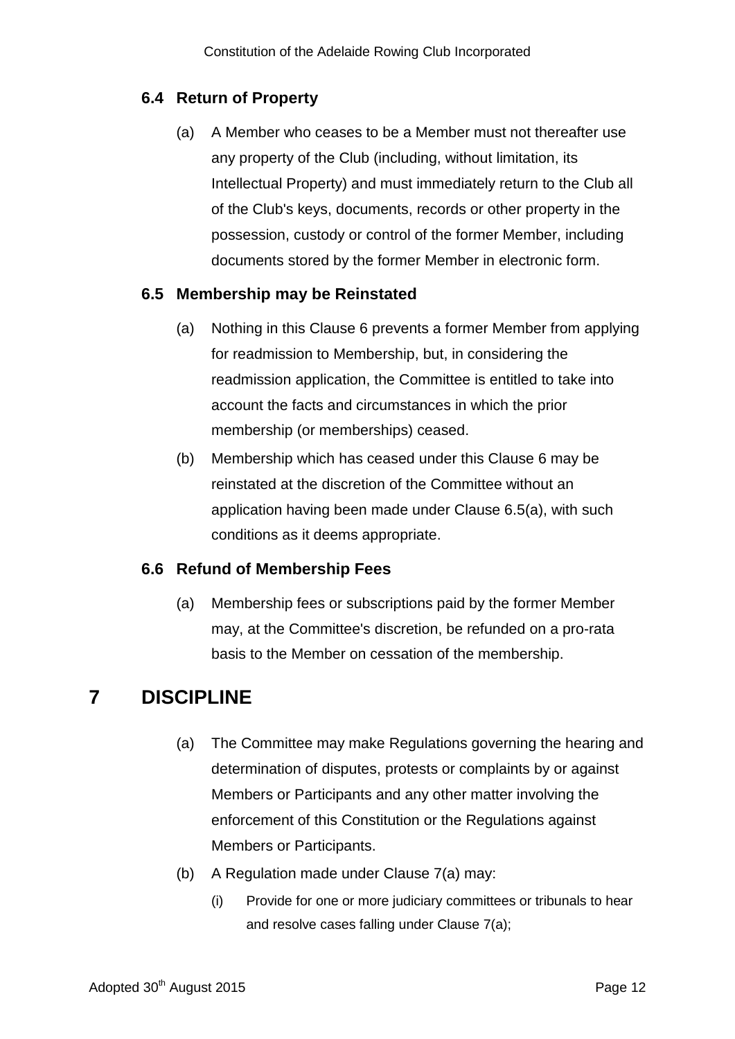### 6.4 Return of Property

(a) A Member who ceases to be a Member must not thereafter use any property of the Club (including, without limitation, its Intellectual Property) and must immediately return to the Club all of the Club's keys, documents, records or other property in the possession, custody or control of the former Member, including documents stored by the former Member in electronic form.

### 6.5 Membership may be Reinstated

(a) Nothing in this Clause 6 prevents a former Member from applying for readmission to Membership, but, in considering the readmission application, the Committee is entitled to take into account the facts and circumstances in which the prior membership (or memberships) ceased.

(b) Membership which has ceased under this Clause 6 may be reinstated at the discretion of the Committee without an application having been made under Clause 6.5(a), with such conditions as it deems appropriate.

### 6.6 Refund of Membership Fees

(a) Membership fees or subscriptions paid by the former Member may, at the Committee's discretion, be refunded on a pro-rata basis to the Member on cessation of the membership.

## 7 DISCIPLINE

(a) The Committee may make Regulations governing the hearing and determination of disputes, protests or complaints by or against Members or Participants and any other matter involving the enforcement of this Constitution or the Regulations against Members or Participants.

(b) A Regulation made under Clause 7(a) may:

  (i) Provide for one or more judiciary committees or tribunals to hear and resolve cases falling under Clause 7(a);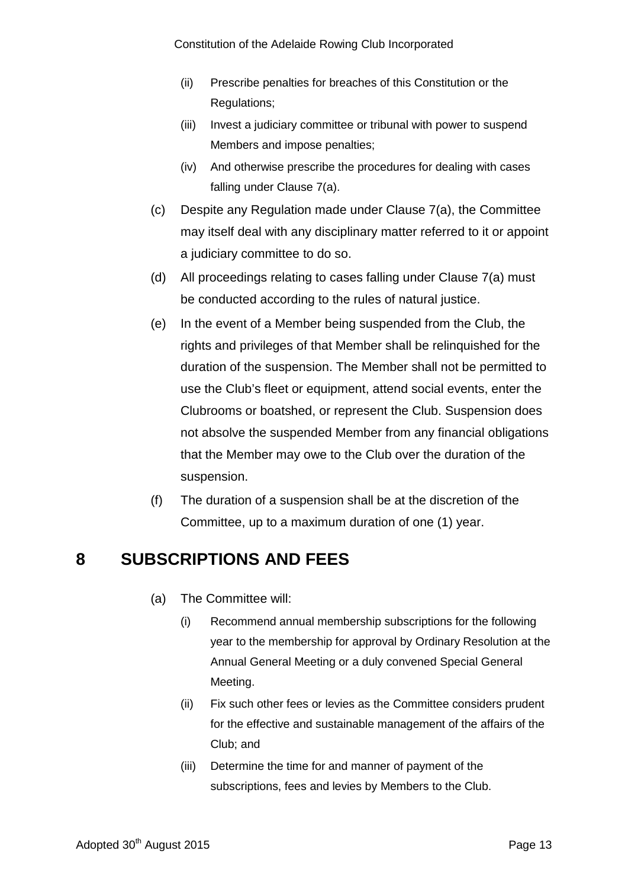(ii) Prescribe penalties for breaches of this Constitution or the Regulations;

(iii) Invest a judiciary committee or tribunal with power to suspend Members and impose penalties;

(iv) And otherwise prescribe the procedures for dealing with cases falling under Clause 7(a).

(c) Despite any Regulation made under Clause 7(a), the Committee may itself deal with any disciplinary matter referred to it or appoint a judiciary committee to do so.

(d) All proceedings relating to cases falling under Clause 7(a) must be conducted according to the rules of natural justice.

(e) In the event of a Member being suspended from the Club, the rights and privileges of that Member shall be relinquished for the duration of the suspension. The Member shall not be permitted to use the Club's fleet or equipment, attend social events, enter the Clubrooms or boatshed, or represent the Club. Suspension does not absolve the suspended Member from any financial obligations that the Member may owe to the Club over the duration of the suspension.

(f) The duration of a suspension shall be at the discretion of the Committee, up to a maximum duration of one (1) year.

# 8 SUBSCRIPTIONS AND FEES

(a) The Committee will:

(i) Recommend annual membership subscriptions for the following year to the membership for approval by Ordinary Resolution at the Annual General Meeting or a duly convened Special General Meeting.

(ii) Fix such other fees or levies as the Committee considers prudent for the effective and sustainable management of the affairs of the Club; and

(iii) Determine the time for and manner of payment of the subscriptions, fees and levies by Members to the Club.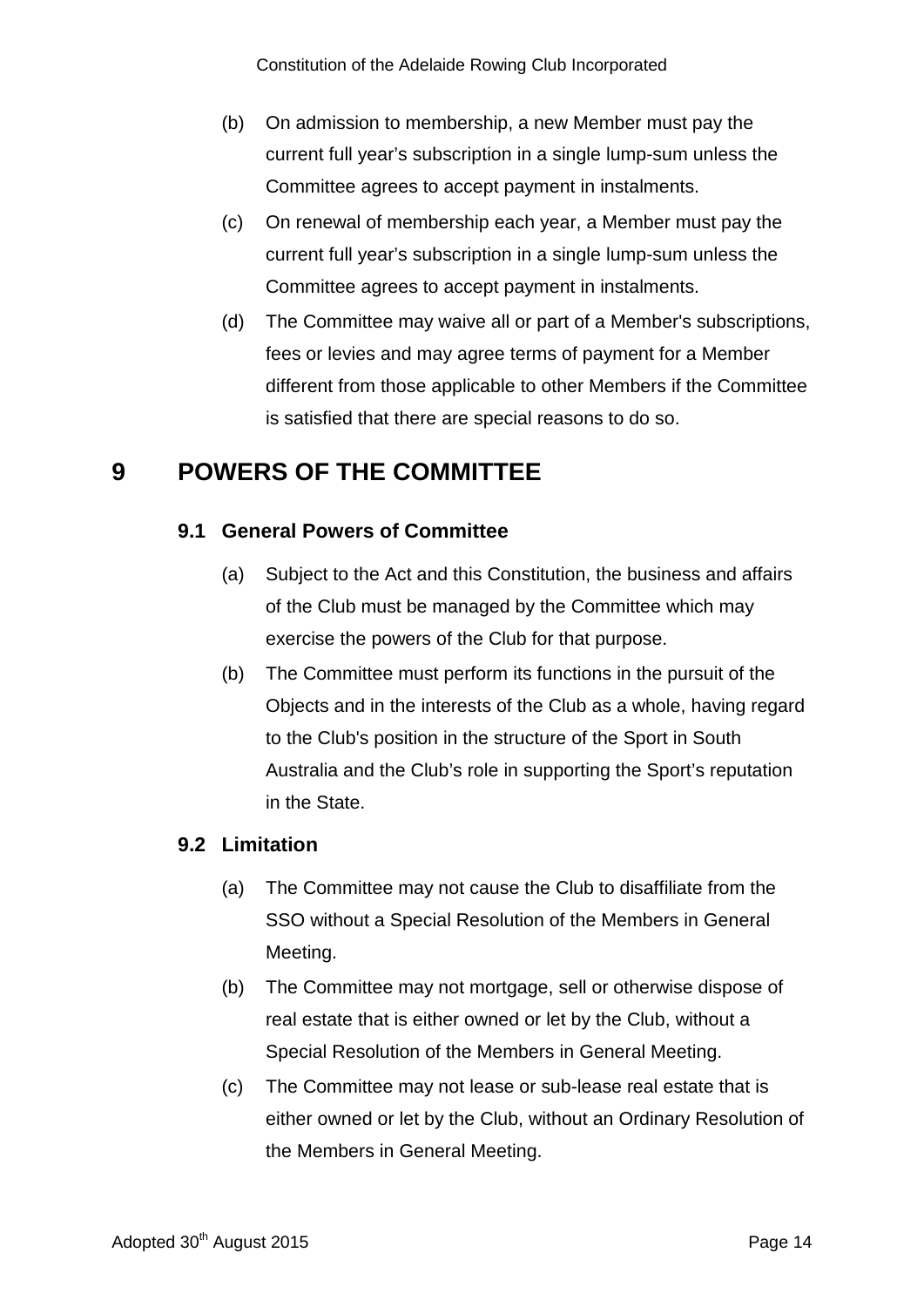(b) On admission to membership, a new Member must pay the current full year's subscription in a single lump-sum unless the Committee agrees to accept payment in instalments.

(c) On renewal of membership each year, a Member must pay the current full year's subscription in a single lump-sum unless the Committee agrees to accept payment in instalments.

(d) The Committee may waive all or part of a Member's subscriptions, fees or levies and may agree terms of payment for a Member different from those applicable to other Members if the Committee is satisfied that there are special reasons to do so.

# 9 POWERS OF THE COMMITTEE

## 9.1 General Powers of Committee

(a) Subject to the Act and this Constitution, the business and affairs of the Club must be managed by the Committee which may exercise the powers of the Club for that purpose.

(b) The Committee must perform its functions in the pursuit of the Objects and in the interests of the Club as a whole, having regard to the Club's position in the structure of the Sport in South Australia and the Club's role in supporting the Sport's reputation in the State.

## 9.2 Limitation

(a) The Committee may not cause the Club to disaffiliate from the SSO without a Special Resolution of the Members in General Meeting.

(b) The Committee may not mortgage, sell or otherwise dispose of real estate that is either owned or let by the Club, without a Special Resolution of the Members in General Meeting.

(c) The Committee may not lease or sub-lease real estate that is either owned or let by the Club, without an Ordinary Resolution of the Members in General Meeting.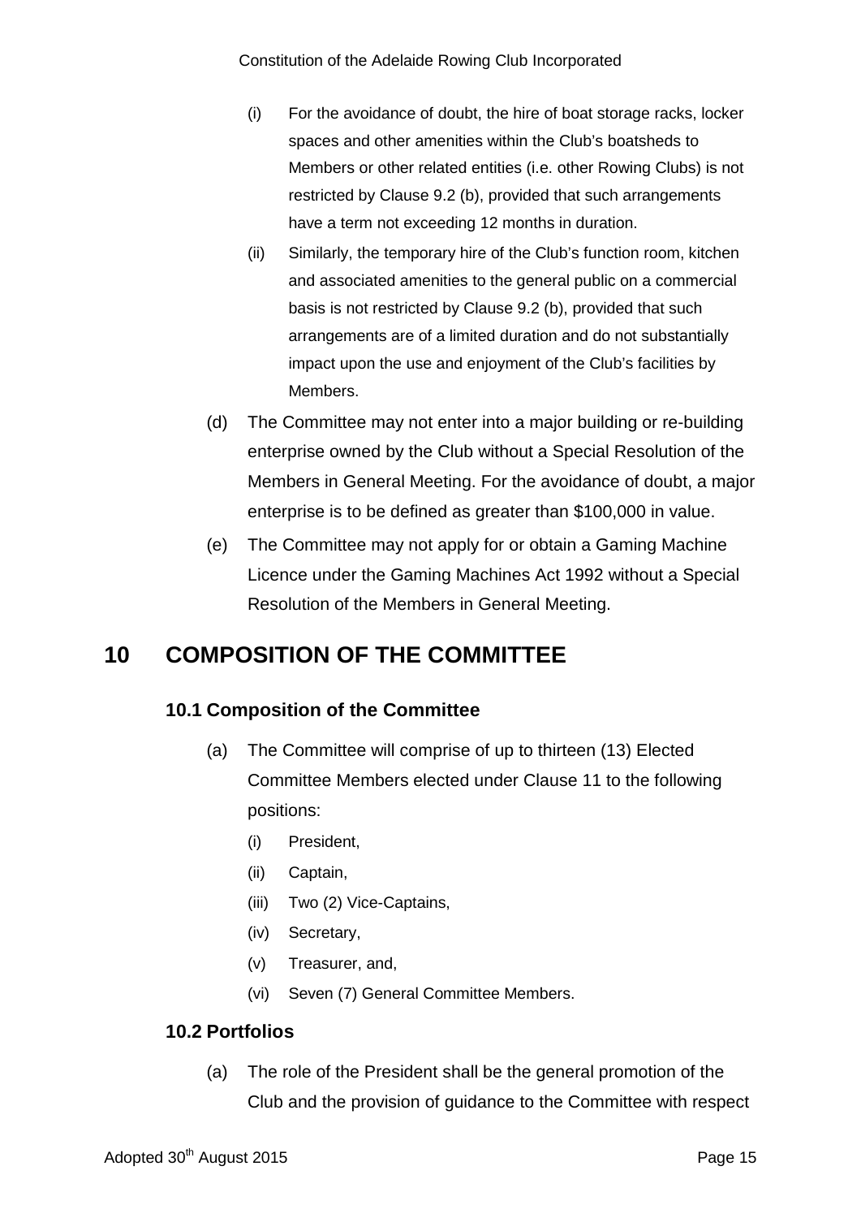- (i) For the avoidance of doubt, the hire of boat storage racks, locker spaces and other amenities within the Club's boatsheds to Members or other related entities (i.e. other Rowing Clubs) is not restricted by Clause 9.2 (b), provided that such arrangements have a term not exceeding 12 months in duration.
- (ii) Similarly, the temporary hire of the Club's function room, kitchen and associated amenities to the general public on a commercial basis is not restricted by Clause 9.2 (b), provided that such arrangements are of a limited duration and do not substantially impact upon the use and enjoyment of the Club's facilities by Members.

(d) The Committee may not enter into a major building or re-building enterprise owned by the Club without a Special Resolution of the Members in General Meeting. For the avoidance of doubt, a major enterprise is to be defined as greater than $100,000 in value.

(e) The Committee may not apply for or obtain a Gaming Machine Licence under the Gaming Machines Act 1992 without a Special Resolution of the Members in General Meeting.

# 10 COMPOSITION OF THE COMMITTEE

## 10.1 Composition of the Committee

(a) The Committee will comprise of up to thirteen (13) Elected Committee Members elected under Clause 11 to the following positions:

- (i) President,
- (ii) Captain,
- (iii) Two (2) Vice-Captains,
- (iv) Secretary,
- (v) Treasurer, and,
- (vi) Seven (7) General Committee Members.

## 10.2 Portfolios

(a) The role of the President shall be the general promotion of the Club and the provision of guidance to the Committee with respect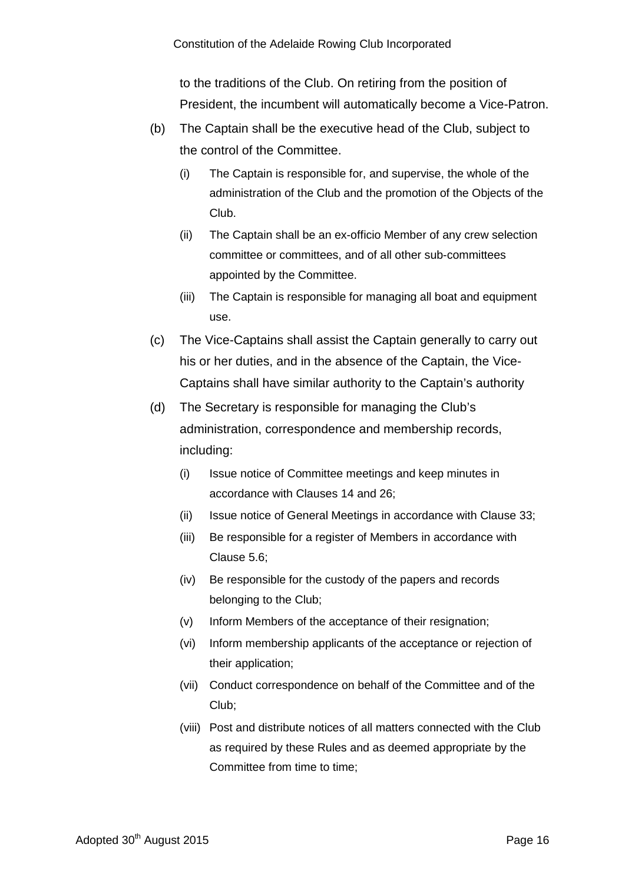to the traditions of the Club. On retiring from the position of President, the incumbent will automatically become a Vice-Patron.

(b) The Captain shall be the executive head of the Club, subject to the control of the Committee.

   (i) The Captain is responsible for, and supervise, the whole of the administration of the Club and the promotion of the Objects of the Club.

   (ii) The Captain shall be an ex-officio Member of any crew selection committee or committees, and of all other sub-committees appointed by the Committee.

   (iii) The Captain is responsible for managing all boat and equipment use.

(c) The Vice-Captains shall assist the Captain generally to carry out his or her duties, and in the absence of the Captain, the Vice-Captains shall have similar authority to the Captain's authority

(d) The Secretary is responsible for managing the Club's administration, correspondence and membership records, including:

   (i) Issue notice of Committee meetings and keep minutes in accordance with Clauses 14 and 26;

   (ii) Issue notice of General Meetings in accordance with Clause 33;

   (iii) Be responsible for a register of Members in accordance with Clause 5.6;

   (iv) Be responsible for the custody of the papers and records belonging to the Club;

   (v) Inform Members of the acceptance of their resignation;

   (vi) Inform membership applicants of the acceptance or rejection of their application;

   (vii) Conduct correspondence on behalf of the Committee and of the Club;

   (viii) Post and distribute notices of all matters connected with the Club as required by these Rules and as deemed appropriate by the Committee from time to time;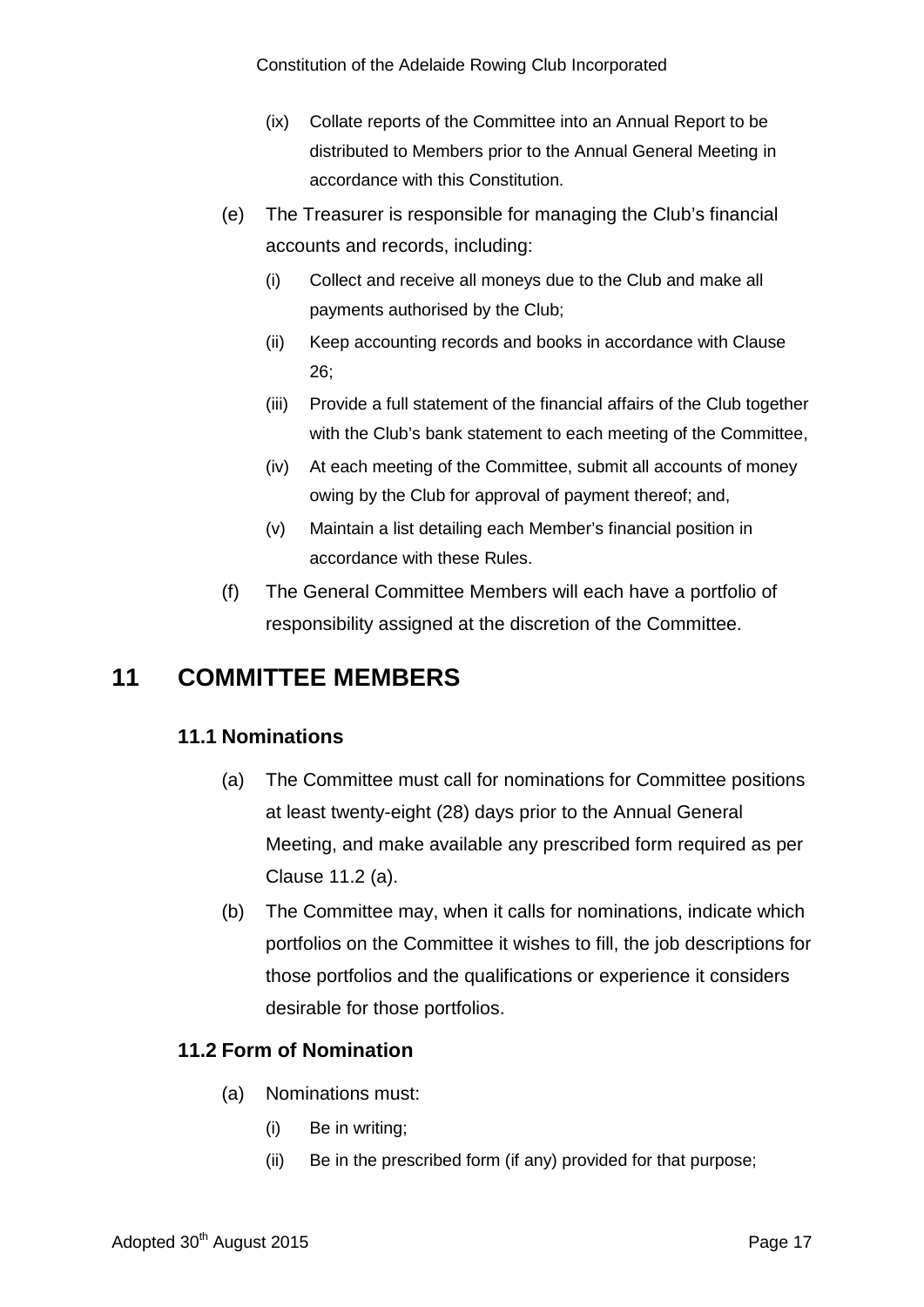(ix) Collate reports of the Committee into an Annual Report to be distributed to Members prior to the Annual General Meeting in accordance with this Constitution.

(e) The Treasurer is responsible for managing the Club's financial accounts and records, including:

(i) Collect and receive all moneys due to the Club and make all payments authorised by the Club;

(ii) Keep accounting records and books in accordance with Clause 26;

(iii) Provide a full statement of the financial affairs of the Club together with the Club's bank statement to each meeting of the Committee,

(iv) At each meeting of the Committee, submit all accounts of money owing by the Club for approval of payment thereof; and,

(v) Maintain a list detailing each Member's financial position in accordance with these Rules.

(f) The General Committee Members will each have a portfolio of responsibility assigned at the discretion of the Committee.

# 11 COMMITTEE MEMBERS

## 11.1 Nominations

(a) The Committee must call for nominations for Committee positions at least twenty-eight (28) days prior to the Annual General Meeting, and make available any prescribed form required as per Clause 11.2 (a).

(b) The Committee may, when it calls for nominations, indicate which portfolios on the Committee it wishes to fill, the job descriptions for those portfolios and the qualifications or experience it considers desirable for those portfolios.

## 11.2 Form of Nomination

(a) Nominations must:

(i) Be in writing;

(ii) Be in the prescribed form (if any) provided for that purpose;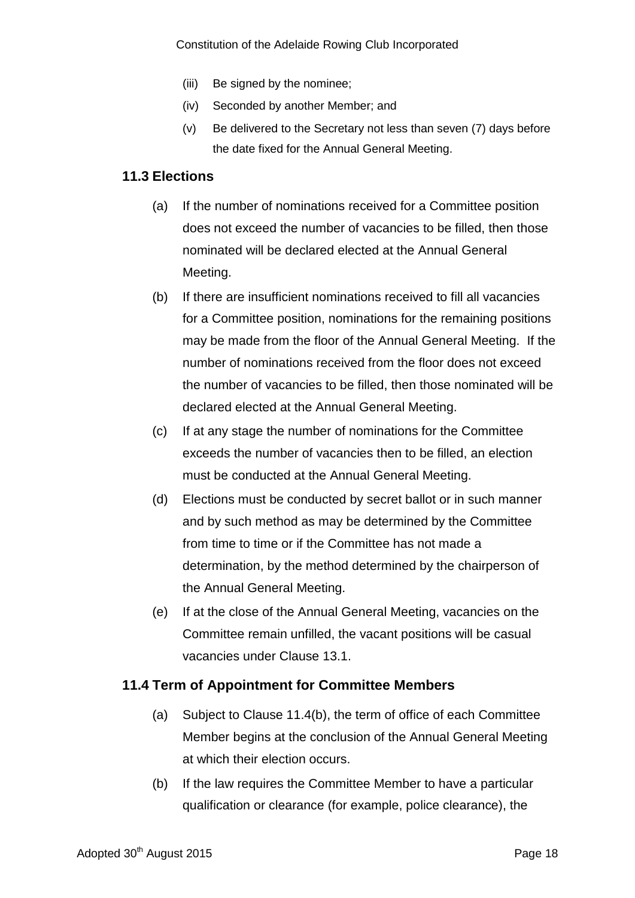(iii) Be signed by the nominee;

(iv) Seconded by another Member; and

(v) Be delivered to the Secretary not less than seven (7) days before the date fixed for the Annual General Meeting.

### 11.3 Elections

(a) If the number of nominations received for a Committee position does not exceed the number of vacancies to be filled, then those nominated will be declared elected at the Annual General Meeting.

(b) If there are insufficient nominations received to fill all vacancies for a Committee position, nominations for the remaining positions may be made from the floor of the Annual General Meeting. If the number of nominations received from the floor does not exceed the number of vacancies to be filled, then those nominated will be declared elected at the Annual General Meeting.

(c) If at any stage the number of nominations for the Committee exceeds the number of vacancies then to be filled, an election must be conducted at the Annual General Meeting.

(d) Elections must be conducted by secret ballot or in such manner and by such method as may be determined by the Committee from time to time or if the Committee has not made a determination, by the method determined by the chairperson of the Annual General Meeting.

(e) If at the close of the Annual General Meeting, vacancies on the Committee remain unfilled, the vacant positions will be casual vacancies under Clause 13.1.

### 11.4 Term of Appointment for Committee Members

(a) Subject to Clause 11.4(b), the term of office of each Committee Member begins at the conclusion of the Annual General Meeting at which their election occurs.

(b) If the law requires the Committee Member to have a particular qualification or clearance (for example, police clearance), the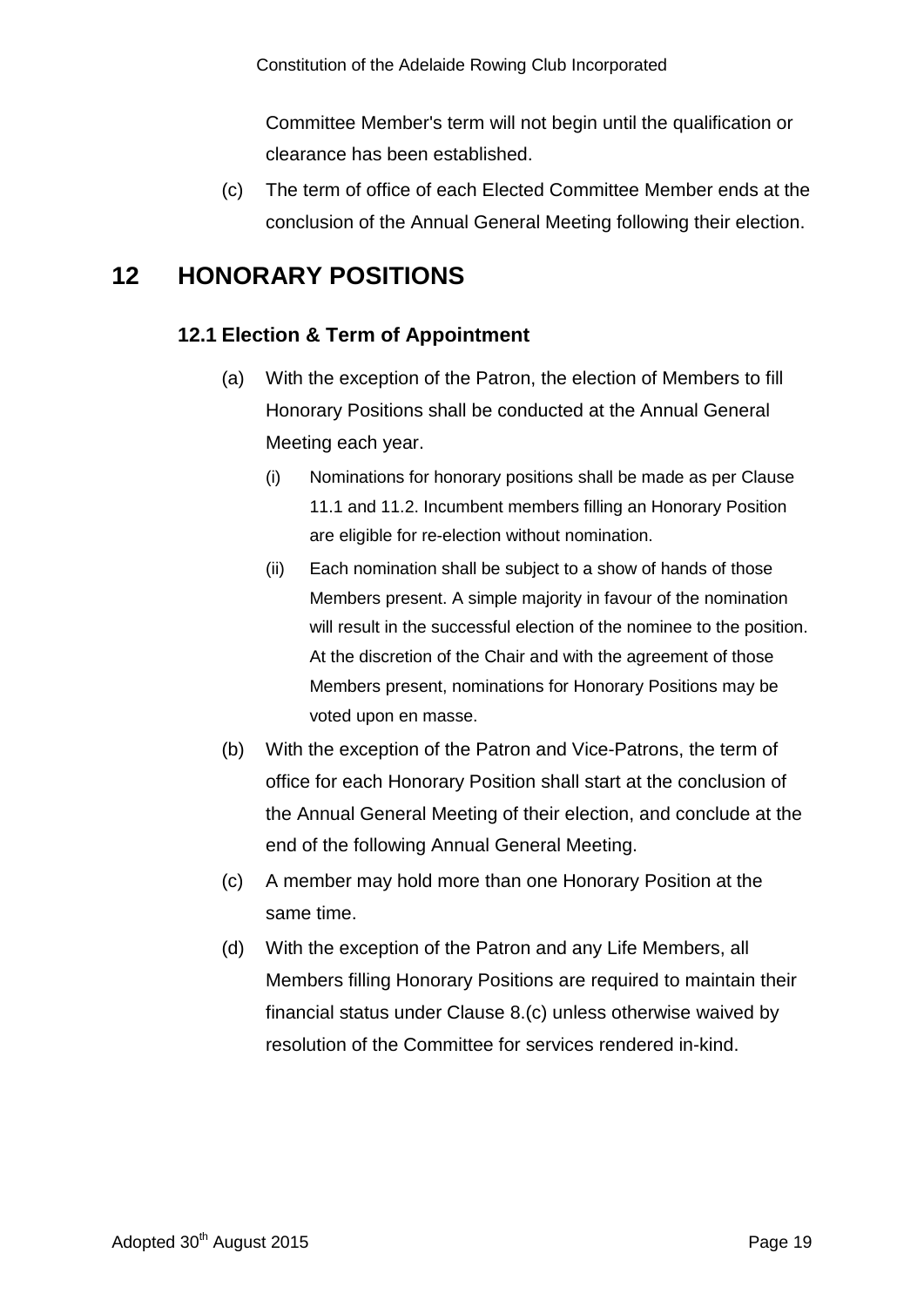Committee Member's term will not begin until the qualification or clearance has been established.

(c) The term of office of each Elected Committee Member ends at the conclusion of the Annual General Meeting following their election.

# 12 HONORARY POSITIONS

## 12.1 Election & Term of Appointment

(a) With the exception of the Patron, the election of Members to fill Honorary Positions shall be conducted at the Annual General Meeting each year.

  (i) Nominations for honorary positions shall be made as per Clause 11.1 and 11.2. Incumbent members filling an Honorary Position are eligible for re-election without nomination.

  (ii) Each nomination shall be subject to a show of hands of those Members present. A simple majority in favour of the nomination will result in the successful election of the nominee to the position. At the discretion of the Chair and with the agreement of those Members present, nominations for Honorary Positions may be voted upon en masse.

(b) With the exception of the Patron and Vice-Patrons, the term of office for each Honorary Position shall start at the conclusion of the Annual General Meeting of their election, and conclude at the end of the following Annual General Meeting.

(c) A member may hold more than one Honorary Position at the same time.

(d) With the exception of the Patron and any Life Members, all Members filling Honorary Positions are required to maintain their financial status under Clause 8.(c) unless otherwise waived by resolution of the Committee for services rendered in-kind.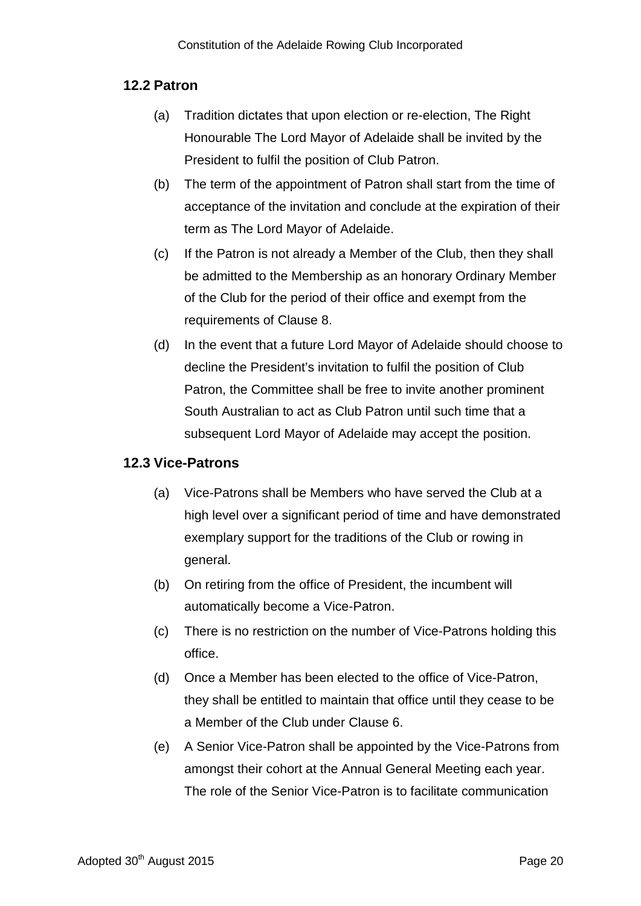### 12.2 Patron

(a) Tradition dictates that upon election or re-election, The Right Honourable The Lord Mayor of Adelaide shall be invited by the President to fulfil the position of Club Patron.

(b) The term of the appointment of Patron shall start from the time of acceptance of the invitation and conclude at the expiration of their term as The Lord Mayor of Adelaide.

(c) If the Patron is not already a Member of the Club, then they shall be admitted to the Membership as an honorary Ordinary Member of the Club for the period of their office and exempt from the requirements of Clause 8.

(d) In the event that a future Lord Mayor of Adelaide should choose to decline the President's invitation to fulfil the position of Club Patron, the Committee shall be free to invite another prominent South Australian to act as Club Patron until such time that a subsequent Lord Mayor of Adelaide may accept the position.

### 12.3 Vice-Patrons

(a) Vice-Patrons shall be Members who have served the Club at a high level over a significant period of time and have demonstrated exemplary support for the traditions of the Club or rowing in general.

(b) On retiring from the office of President, the incumbent will automatically become a Vice-Patron.

(c) There is no restriction on the number of Vice-Patrons holding this office.

(d) Once a Member has been elected to the office of Vice-Patron, they shall be entitled to maintain that office until they cease to be a Member of the Club under Clause 6.

(e) A Senior Vice-Patron shall be appointed by the Vice-Patrons from amongst their cohort at the Annual General Meeting each year. The role of the Senior Vice-Patron is to facilitate communication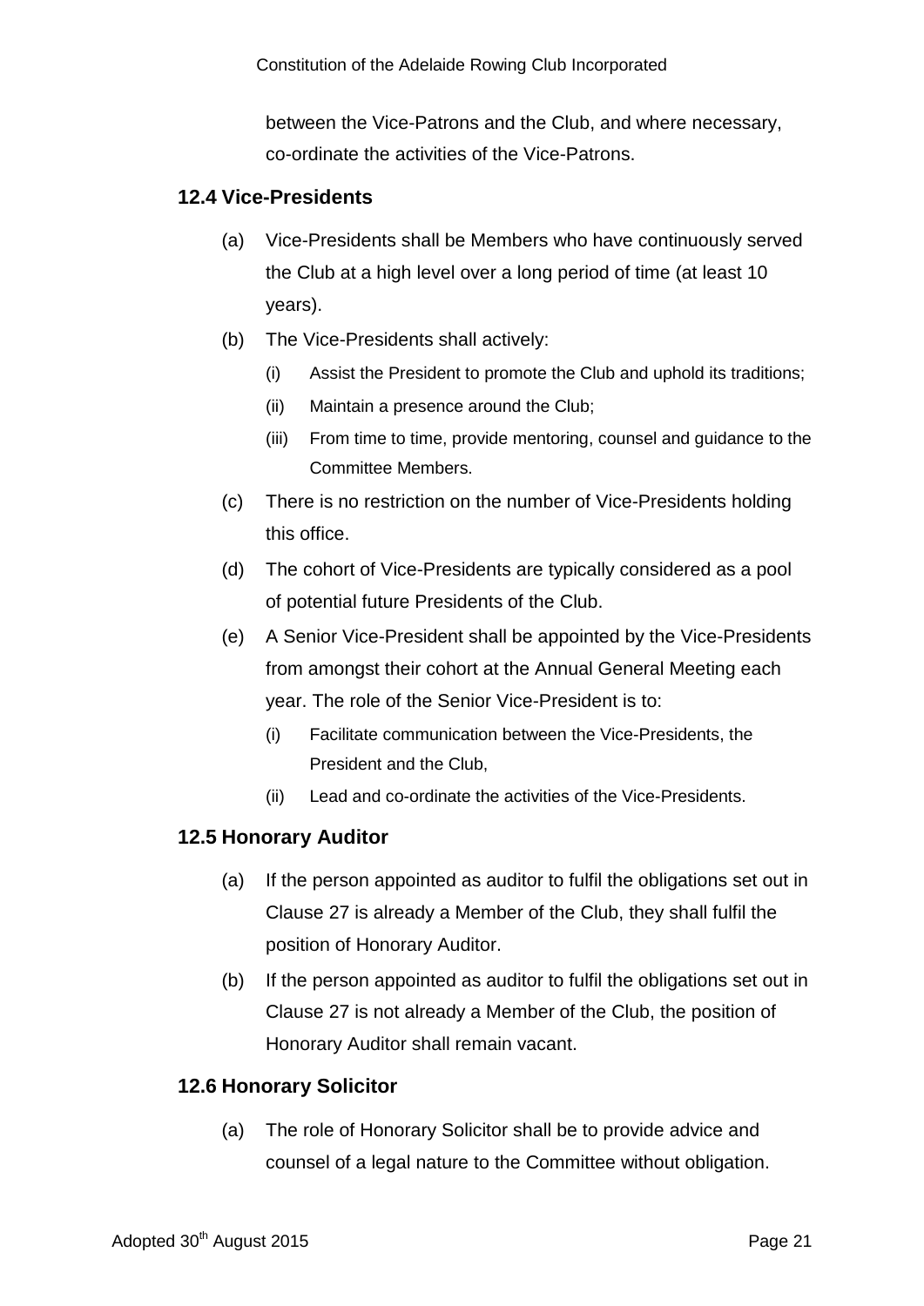between the Vice-Patrons and the Club, and where necessary, co-ordinate the activities of the Vice-Patrons.

### 12.4 Vice-Presidents

(a) Vice-Presidents shall be Members who have continuously served the Club at a high level over a long period of time (at least 10 years).

(b) The Vice-Presidents shall actively:

   (i) Assist the President to promote the Club and uphold its traditions;

   (ii) Maintain a presence around the Club;

   (iii) From time to time, provide mentoring, counsel and guidance to the Committee Members.

(c) There is no restriction on the number of Vice-Presidents holding this office.

(d) The cohort of Vice-Presidents are typically considered as a pool of potential future Presidents of the Club.

(e) A Senior Vice-President shall be appointed by the Vice-Presidents from amongst their cohort at the Annual General Meeting each year. The role of the Senior Vice-President is to:

   (i) Facilitate communication between the Vice-Presidents, the President and the Club,

   (ii) Lead and co-ordinate the activities of the Vice-Presidents.

### 12.5 Honorary Auditor

(a) If the person appointed as auditor to fulfil the obligations set out in Clause 27 is already a Member of the Club, they shall fulfil the position of Honorary Auditor.

(b) If the person appointed as auditor to fulfil the obligations set out in Clause 27 is not already a Member of the Club, the position of Honorary Auditor shall remain vacant.

### 12.6 Honorary Solicitor

(a) The role of Honorary Solicitor shall be to provide advice and counsel of a legal nature to the Committee without obligation.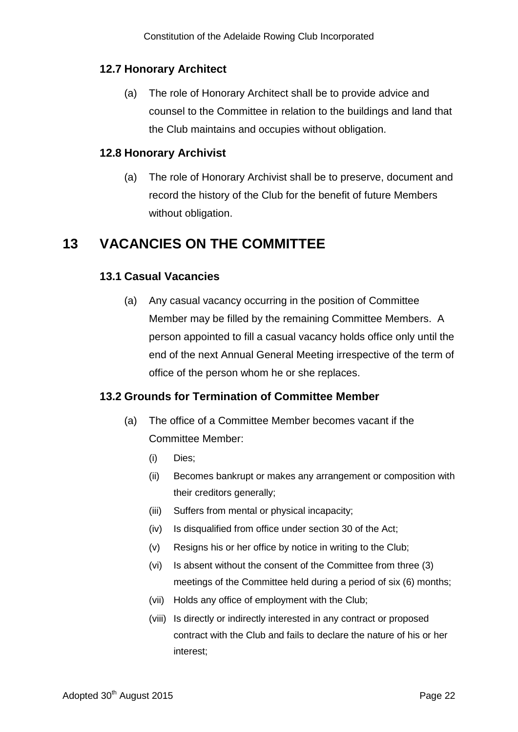### 12.7 Honorary Architect

(a) The role of Honorary Architect shall be to provide advice and counsel to the Committee in relation to the buildings and land that the Club maintains and occupies without obligation.

### 12.8 Honorary Archivist

(a) The role of Honorary Archivist shall be to preserve, document and record the history of the Club for the benefit of future Members without obligation.

## 13 VACANCIES ON THE COMMITTEE

### 13.1 Casual Vacancies

(a) Any casual vacancy occurring in the position of Committee Member may be filled by the remaining Committee Members. A person appointed to fill a casual vacancy holds office only until the end of the next Annual General Meeting irrespective of the term of office of the person whom he or she replaces.

### 13.2 Grounds for Termination of Committee Member

(a) The office of a Committee Member becomes vacant if the Committee Member:

  (i) Dies;

  (ii) Becomes bankrupt or makes any arrangement or composition with their creditors generally;

  (iii) Suffers from mental or physical incapacity;

  (iv) Is disqualified from office under section 30 of the Act;

  (v) Resigns his or her office by notice in writing to the Club;

  (vi) Is absent without the consent of the Committee from three (3) meetings of the Committee held during a period of six (6) months;

  (vii) Holds any office of employment with the Club;

  (viii) Is directly or indirectly interested in any contract or proposed contract with the Club and fails to declare the nature of his or her interest;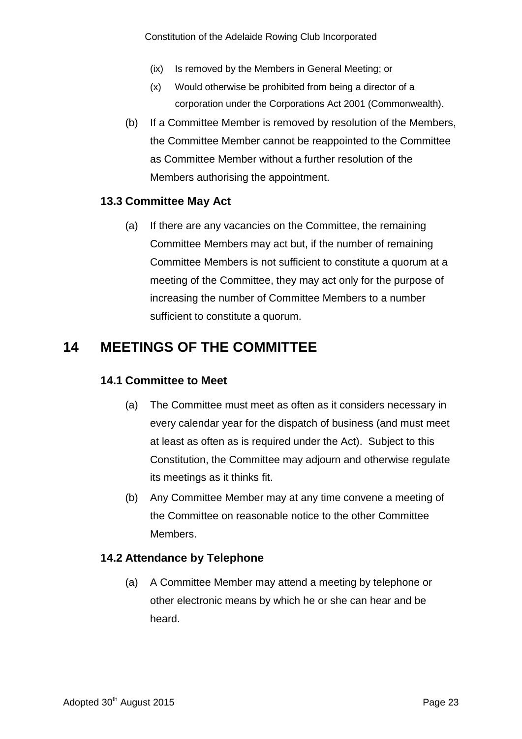(ix) Is removed by the Members in General Meeting; or

(x) Would otherwise be prohibited from being a director of a corporation under the Corporations Act 2001 (Commonwealth).

(b) If a Committee Member is removed by resolution of the Members, the Committee Member cannot be reappointed to the Committee as Committee Member without a further resolution of the Members authorising the appointment.

### 13.3 Committee May Act

(a) If there are any vacancies on the Committee, the remaining Committee Members may act but, if the number of remaining Committee Members is not sufficient to constitute a quorum at a meeting of the Committee, they may act only for the purpose of increasing the number of Committee Members to a number sufficient to constitute a quorum.

## 14 MEETINGS OF THE COMMITTEE

### 14.1 Committee to Meet

(a) The Committee must meet as often as it considers necessary in every calendar year for the dispatch of business (and must meet at least as often as is required under the Act). Subject to this Constitution, the Committee may adjourn and otherwise regulate its meetings as it thinks fit.

(b) Any Committee Member may at any time convene a meeting of the Committee on reasonable notice to the other Committee Members.

### 14.2 Attendance by Telephone

(a) A Committee Member may attend a meeting by telephone or other electronic means by which he or she can hear and be heard.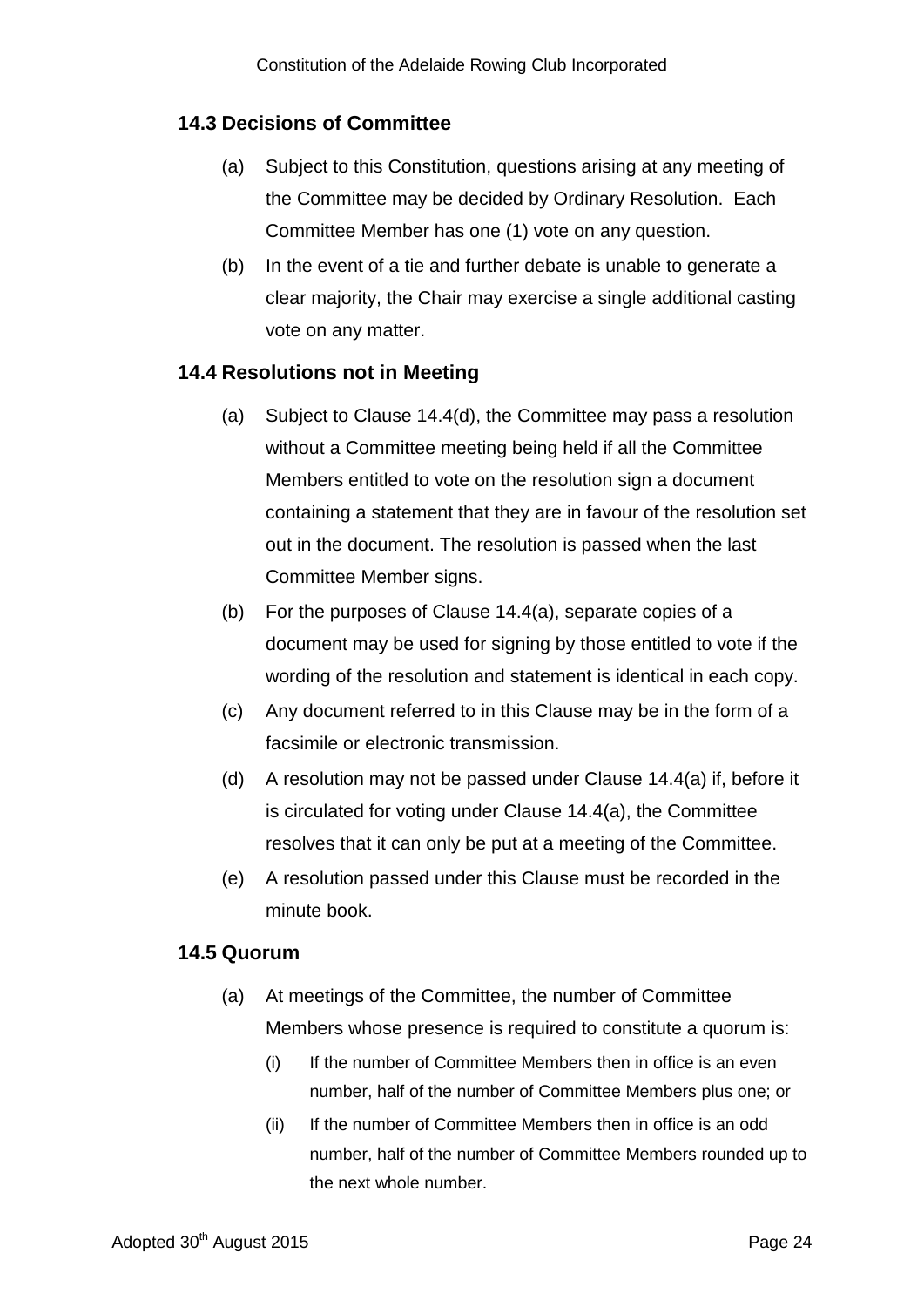### 14.3 Decisions of Committee

(a) Subject to this Constitution, questions arising at any meeting of the Committee may be decided by Ordinary Resolution. Each Committee Member has one (1) vote on any question.

(b) In the event of a tie and further debate is unable to generate a clear majority, the Chair may exercise a single additional casting vote on any matter.

### 14.4 Resolutions not in Meeting

(a) Subject to Clause 14.4(d), the Committee may pass a resolution without a Committee meeting being held if all the Committee Members entitled to vote on the resolution sign a document containing a statement that they are in favour of the resolution set out in the document. The resolution is passed when the last Committee Member signs.

(b) For the purposes of Clause 14.4(a), separate copies of a document may be used for signing by those entitled to vote if the wording of the resolution and statement is identical in each copy.

(c) Any document referred to in this Clause may be in the form of a facsimile or electronic transmission.

(d) A resolution may not be passed under Clause 14.4(a) if, before it is circulated for voting under Clause 14.4(a), the Committee resolves that it can only be put at a meeting of the Committee.

(e) A resolution passed under this Clause must be recorded in the minute book.

### 14.5 Quorum

(a) At meetings of the Committee, the number of Committee Members whose presence is required to constitute a quorum is:

   (i) If the number of Committee Members then in office is an even number, half of the number of Committee Members plus one; or

   (ii) If the number of Committee Members then in office is an odd number, half of the number of Committee Members rounded up to the next whole number.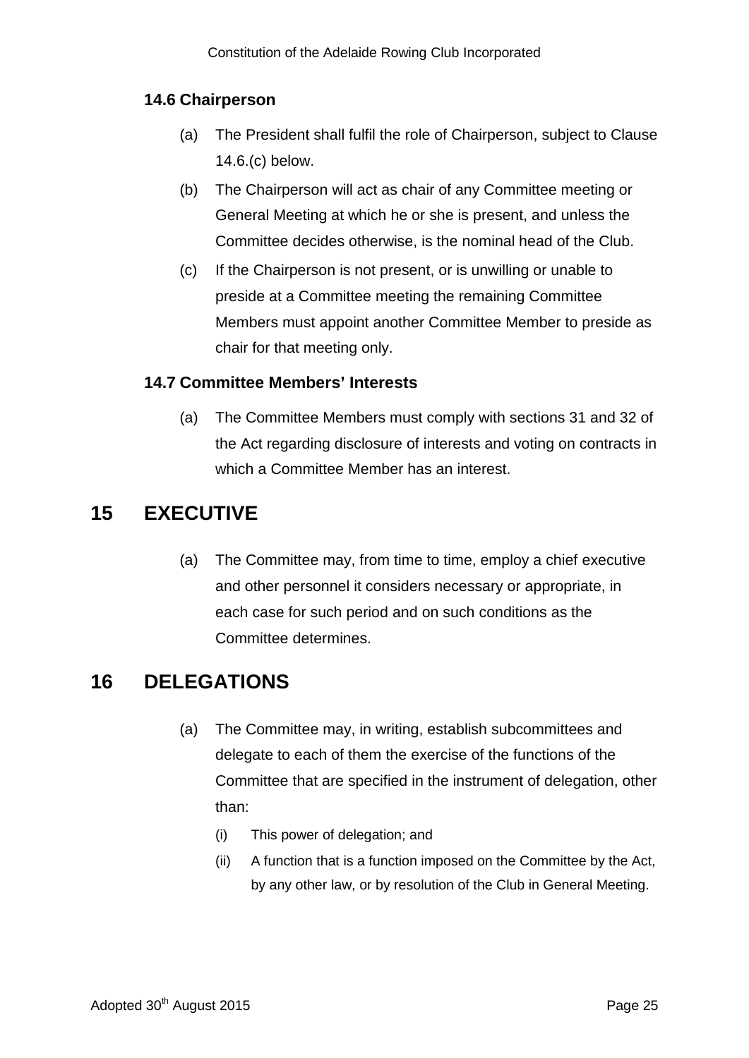### 14.6 Chairperson

(a) The President shall fulfil the role of Chairperson, subject to Clause 14.6.(c) below.

(b) The Chairperson will act as chair of any Committee meeting or General Meeting at which he or she is present, and unless the Committee decides otherwise, is the nominal head of the Club.

(c) If the Chairperson is not present, or is unwilling or unable to preside at a Committee meeting the remaining Committee Members must appoint another Committee Member to preside as chair for that meeting only.

### 14.7 Committee Members' Interests

(a) The Committee Members must comply with sections 31 and 32 of the Act regarding disclosure of interests and voting on contracts in which a Committee Member has an interest.

## 15 EXECUTIVE

(a) The Committee may, from time to time, employ a chief executive and other personnel it considers necessary or appropriate, in each case for such period and on such conditions as the Committee determines.

## 16 DELEGATIONS

(a) The Committee may, in writing, establish subcommittees and delegate to each of them the exercise of the functions of the Committee that are specified in the instrument of delegation, other than:

   (i) This power of delegation; and

   (ii) A function that is a function imposed on the Committee by the Act, by any other law, or by resolution of the Club in General Meeting.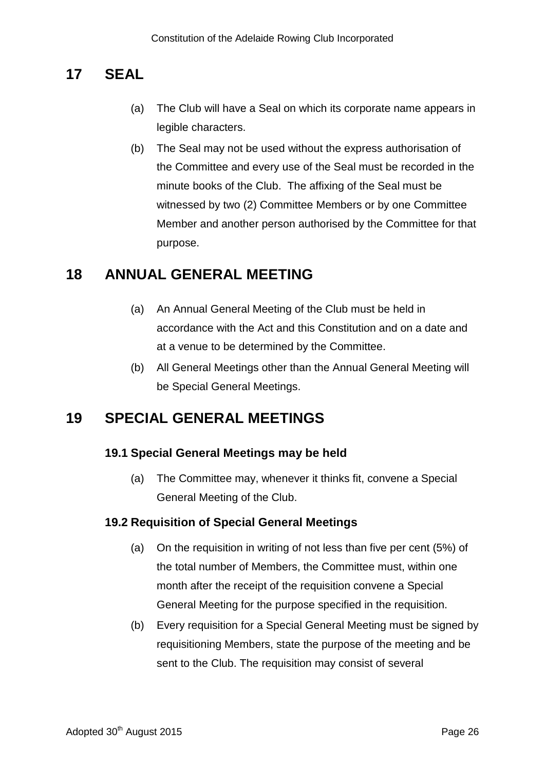# 17 SEAL

(a) The Club will have a Seal on which its corporate name appears in legible characters.

(b) The Seal may not be used without the express authorisation of the Committee and every use of the Seal must be recorded in the minute books of the Club. The affixing of the Seal must be witnessed by two (2) Committee Members or by one Committee Member and another person authorised by the Committee for that purpose.

# 18 ANNUAL GENERAL MEETING

(a) An Annual General Meeting of the Club must be held in accordance with the Act and this Constitution and on a date and at a venue to be determined by the Committee.

(b) All General Meetings other than the Annual General Meeting will be Special General Meetings.

# 19 SPECIAL GENERAL MEETINGS

## 19.1 Special General Meetings may be held

(a) The Committee may, whenever it thinks fit, convene a Special General Meeting of the Club.

## 19.2 Requisition of Special General Meetings

(a) On the requisition in writing of not less than five per cent (5%) of the total number of Members, the Committee must, within one month after the receipt of the requisition convene a Special General Meeting for the purpose specified in the requisition.

(b) Every requisition for a Special General Meeting must be signed by requisitioning Members, state the purpose of the meeting and be sent to the Club. The requisition may consist of several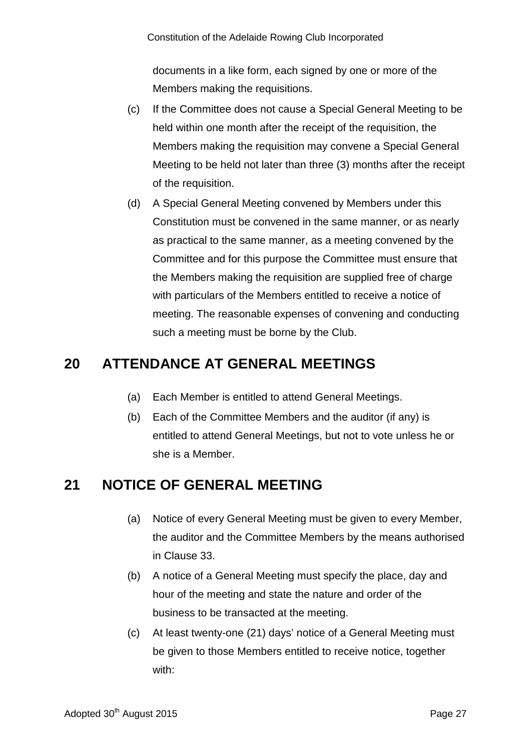documents in a like form, each signed by one or more of the Members making the requisitions.

(c) If the Committee does not cause a Special General Meeting to be held within one month after the receipt of the requisition, the Members making the requisition may convene a Special General Meeting to be held not later than three (3) months after the receipt of the requisition.

(d) A Special General Meeting convened by Members under this Constitution must be convened in the same manner, or as nearly as practical to the same manner, as a meeting convened by the Committee and for this purpose the Committee must ensure that the Members making the requisition are supplied free of charge with particulars of the Members entitled to receive a notice of meeting. The reasonable expenses of convening and conducting such a meeting must be borne by the Club.

# 20 ATTENDANCE AT GENERAL MEETINGS

(a) Each Member is entitled to attend General Meetings.

(b) Each of the Committee Members and the auditor (if any) is entitled to attend General Meetings, but not to vote unless he or she is a Member.

# 21 NOTICE OF GENERAL MEETING

(a) Notice of every General Meeting must be given to every Member, the auditor and the Committee Members by the means authorised in Clause 33.

(b) A notice of a General Meeting must specify the place, day and hour of the meeting and state the nature and order of the business to be transacted at the meeting.

(c) At least twenty-one (21) days' notice of a General Meeting must be given to those Members entitled to receive notice, together with: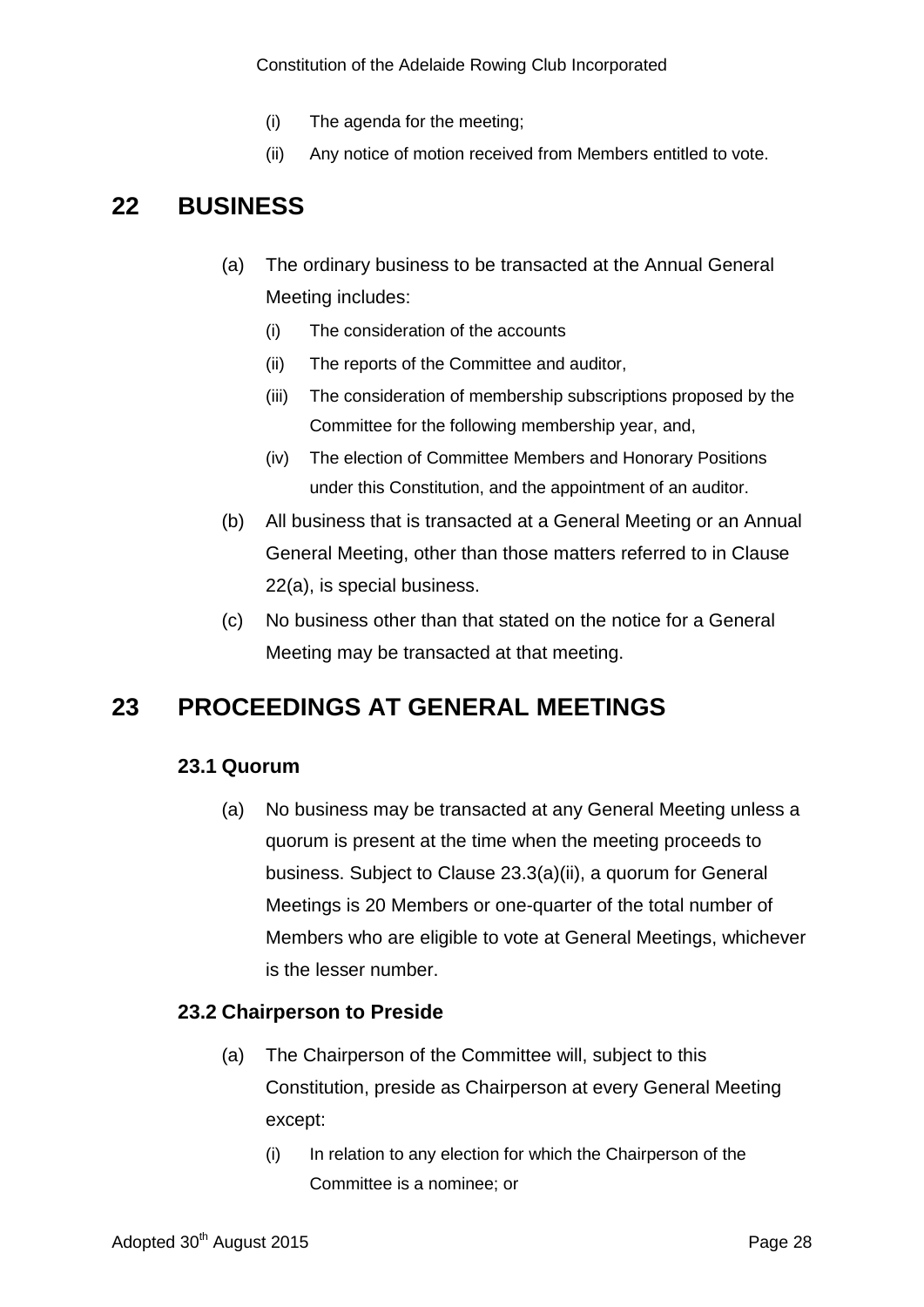(i) The agenda for the meeting;

(ii) Any notice of motion received from Members entitled to vote.

# 22 BUSINESS

(a) The ordinary business to be transacted at the Annual General Meeting includes:

(i) The consideration of the accounts

(ii) The reports of the Committee and auditor,

(iii) The consideration of membership subscriptions proposed by the Committee for the following membership year, and,

(iv) The election of Committee Members and Honorary Positions under this Constitution, and the appointment of an auditor.

(b) All business that is transacted at a General Meeting or an Annual General Meeting, other than those matters referred to in Clause 22(a), is special business.

(c) No business other than that stated on the notice for a General Meeting may be transacted at that meeting.

# 23 PROCEEDINGS AT GENERAL MEETINGS

## 23.1 Quorum

(a) No business may be transacted at any General Meeting unless a quorum is present at the time when the meeting proceeds to business. Subject to Clause 23.3(a)(ii), a quorum for General Meetings is 20 Members or one-quarter of the total number of Members who are eligible to vote at General Meetings, whichever is the lesser number.

## 23.2 Chairperson to Preside

(a) The Chairperson of the Committee will, subject to this Constitution, preside as Chairperson at every General Meeting except:

(i) In relation to any election for which the Chairperson of the Committee is a nominee; or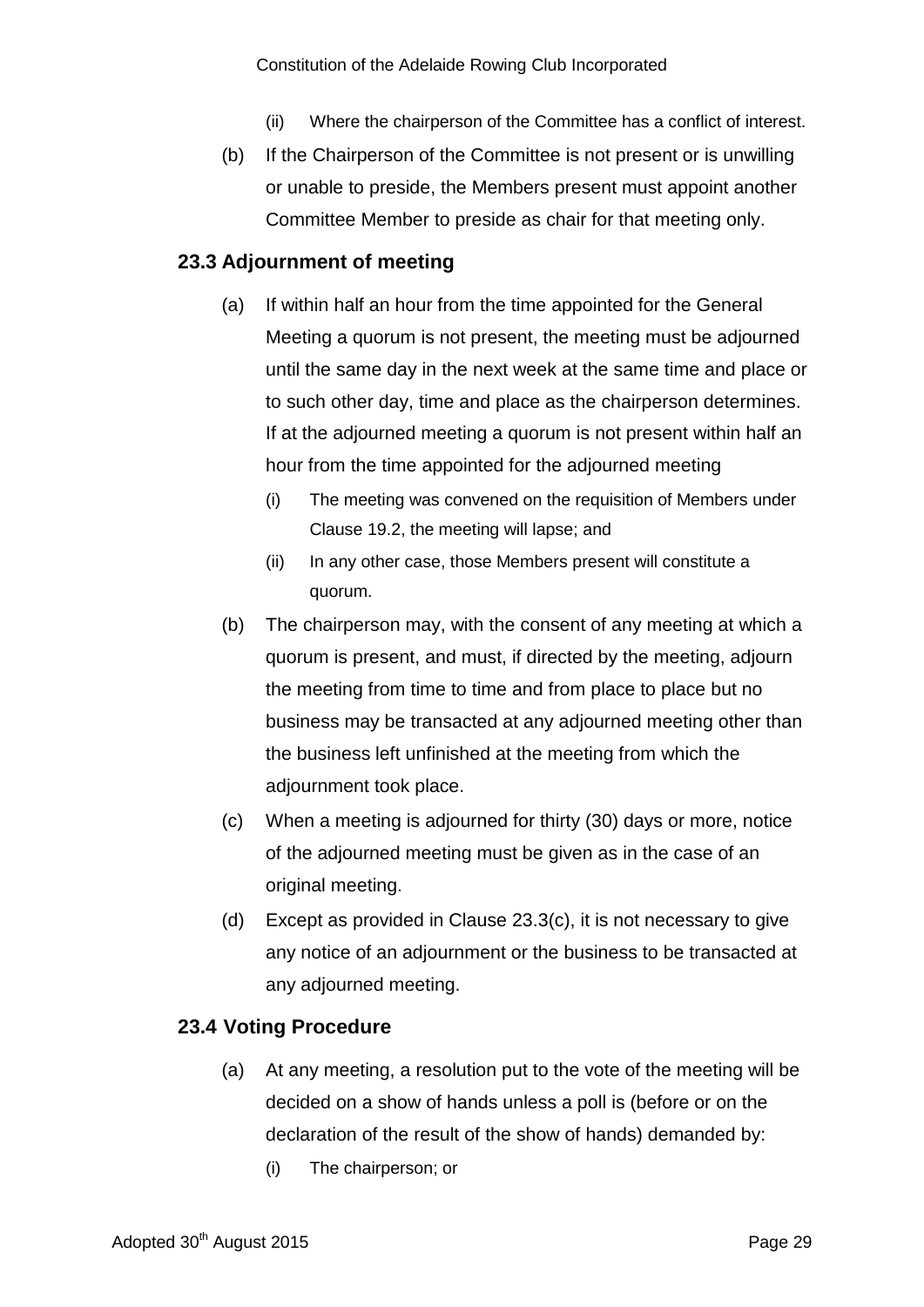(ii) Where the chairperson of the Committee has a conflict of interest.

(b) If the Chairperson of the Committee is not present or is unwilling or unable to preside, the Members present must appoint another Committee Member to preside as chair for that meeting only.

### 23.3 Adjournment of meeting

(a) If within half an hour from the time appointed for the General Meeting a quorum is not present, the meeting must be adjourned until the same day in the next week at the same time and place or to such other day, time and place as the chairperson determines. If at the adjourned meeting a quorum is not present within half an hour from the time appointed for the adjourned meeting

(i) The meeting was convened on the requisition of Members under Clause 19.2, the meeting will lapse; and

(ii) In any other case, those Members present will constitute a quorum.

(b) The chairperson may, with the consent of any meeting at which a quorum is present, and must, if directed by the meeting, adjourn the meeting from time to time and from place to place but no business may be transacted at any adjourned meeting other than the business left unfinished at the meeting from which the adjournment took place.

(c) When a meeting is adjourned for thirty (30) days or more, notice of the adjourned meeting must be given as in the case of an original meeting.

(d) Except as provided in Clause 23.3(c), it is not necessary to give any notice of an adjournment or the business to be transacted at any adjourned meeting.

### 23.4 Voting Procedure

(a) At any meeting, a resolution put to the vote of the meeting will be decided on a show of hands unless a poll is (before or on the declaration of the result of the show of hands) demanded by:

(i) The chairperson; or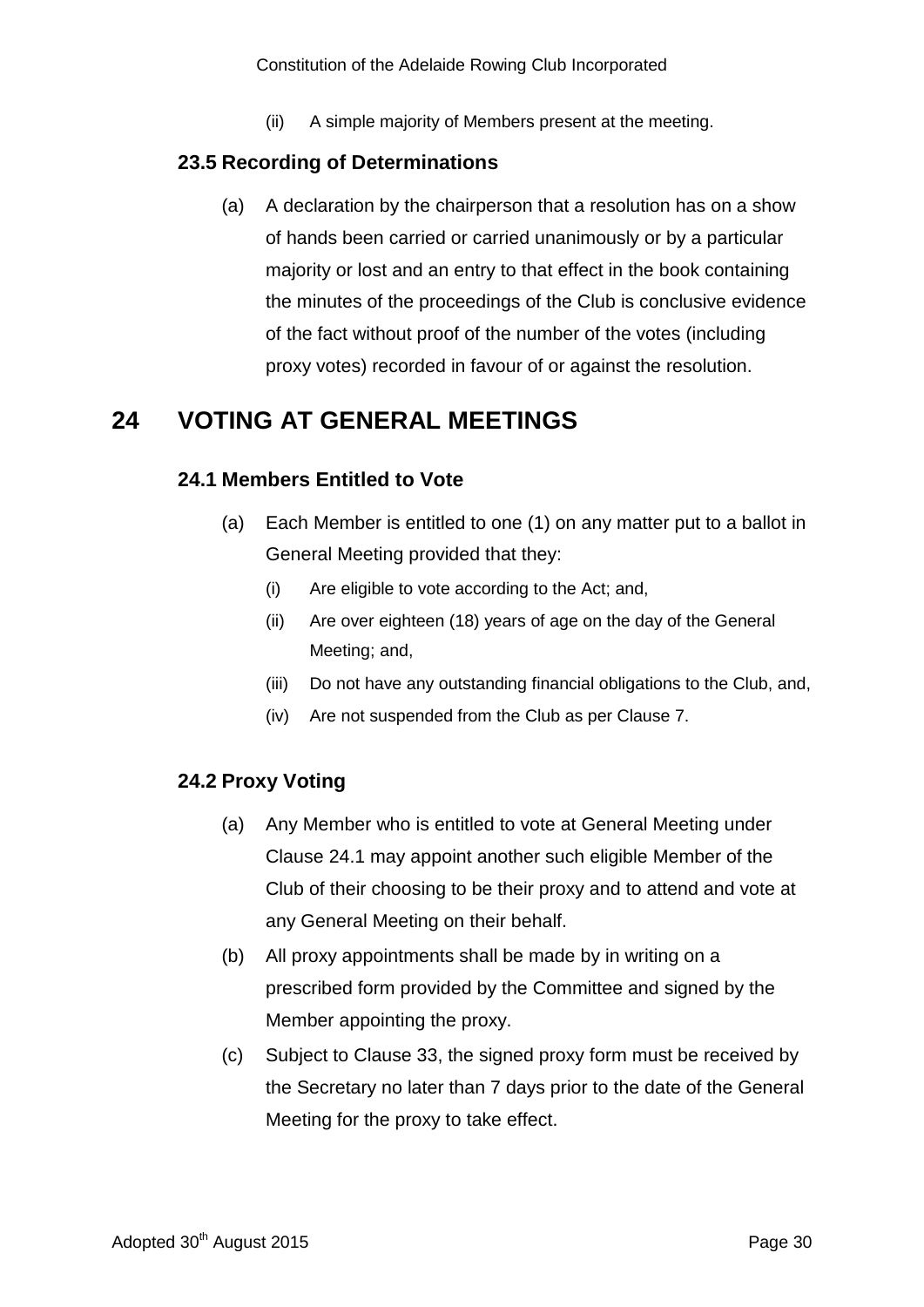(ii) A simple majority of Members present at the meeting.

### 23.5 Recording of Determinations

(a) A declaration by the chairperson that a resolution has on a show of hands been carried or carried unanimously or by a particular majority or lost and an entry to that effect in the book containing the minutes of the proceedings of the Club is conclusive evidence of the fact without proof of the number of the votes (including proxy votes) recorded in favour of or against the resolution.

## 24 VOTING AT GENERAL MEETINGS

### 24.1 Members Entitled to Vote

(a) Each Member is entitled to one (1) on any matter put to a ballot in General Meeting provided that they:

(i) Are eligible to vote according to the Act; and,

(ii) Are over eighteen (18) years of age on the day of the General Meeting; and,

(iii) Do not have any outstanding financial obligations to the Club, and,

(iv) Are not suspended from the Club as per Clause 7.

### 24.2 Proxy Voting

(a) Any Member who is entitled to vote at General Meeting under Clause 24.1 may appoint another such eligible Member of the Club of their choosing to be their proxy and to attend and vote at any General Meeting on their behalf.

(b) All proxy appointments shall be made by in writing on a prescribed form provided by the Committee and signed by the Member appointing the proxy.

(c) Subject to Clause 33, the signed proxy form must be received by the Secretary no later than 7 days prior to the date of the General Meeting for the proxy to take effect.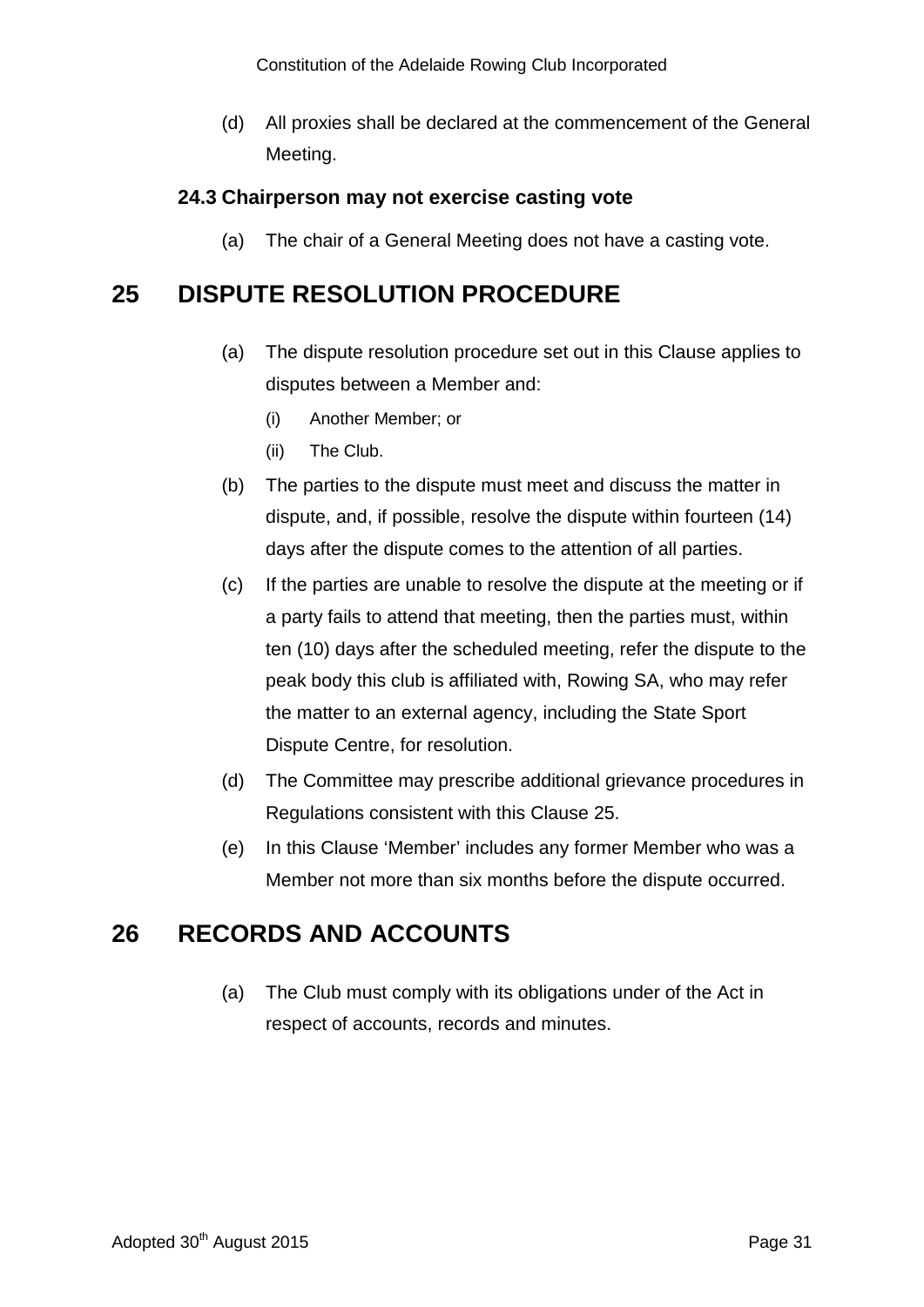(d) All proxies shall be declared at the commencement of the General Meeting.

### 24.3 Chairperson may not exercise casting vote

(a) The chair of a General Meeting does not have a casting vote.

## 25 DISPUTE RESOLUTION PROCEDURE

(a) The dispute resolution procedure set out in this Clause applies to disputes between a Member and:

  (i) Another Member; or

  (ii) The Club.

(b) The parties to the dispute must meet and discuss the matter in dispute, and, if possible, resolve the dispute within fourteen (14) days after the dispute comes to the attention of all parties.

(c) If the parties are unable to resolve the dispute at the meeting or if a party fails to attend that meeting, then the parties must, within ten (10) days after the scheduled meeting, refer the dispute to the peak body this club is affiliated with, Rowing SA, who may refer the matter to an external agency, including the State Sport Dispute Centre, for resolution.

(d) The Committee may prescribe additional grievance procedures in Regulations consistent with this Clause 25.

(e) In this Clause 'Member' includes any former Member who was a Member not more than six months before the dispute occurred.

## 26 RECORDS AND ACCOUNTS

(a) The Club must comply with its obligations under of the Act in respect of accounts, records and minutes.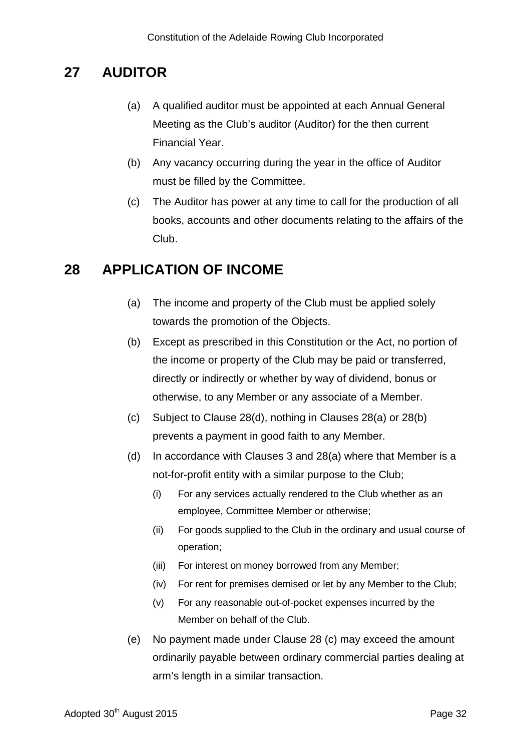## 27 AUDITOR

(a) A qualified auditor must be appointed at each Annual General Meeting as the Club's auditor (Auditor) for the then current Financial Year.

(b) Any vacancy occurring during the year in the office of Auditor must be filled by the Committee.

(c) The Auditor has power at any time to call for the production of all books, accounts and other documents relating to the affairs of the Club.

## 28 APPLICATION OF INCOME

(a) The income and property of the Club must be applied solely towards the promotion of the Objects.

(b) Except as prescribed in this Constitution or the Act, no portion of the income or property of the Club may be paid or transferred, directly or indirectly or whether by way of dividend, bonus or otherwise, to any Member or any associate of a Member.

(c) Subject to Clause 28(d), nothing in Clauses 28(a) or 28(b) prevents a payment in good faith to any Member.

(d) In accordance with Clauses 3 and 28(a) where that Member is a not-for-profit entity with a similar purpose to the Club;

   (i) For any services actually rendered to the Club whether as an employee, Committee Member or otherwise;

   (ii) For goods supplied to the Club in the ordinary and usual course of operation;

   (iii) For interest on money borrowed from any Member;

   (iv) For rent for premises demised or let by any Member to the Club;

   (v) For any reasonable out-of-pocket expenses incurred by the Member on behalf of the Club.

(e) No payment made under Clause 28 (c) may exceed the amount ordinarily payable between ordinary commercial parties dealing at arm's length in a similar transaction.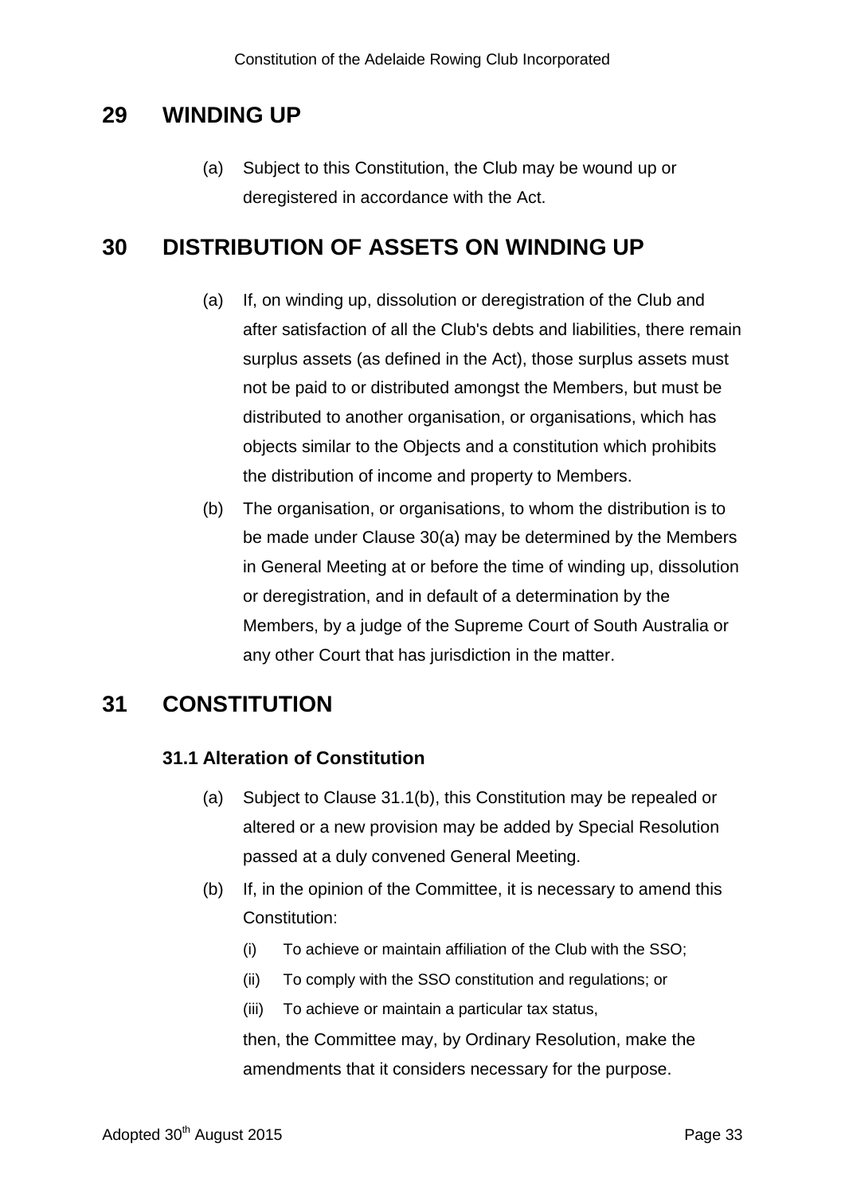# 29 WINDING UP

(a) Subject to this Constitution, the Club may be wound up or deregistered in accordance with the Act.

# 30 DISTRIBUTION OF ASSETS ON WINDING UP

(a) If, on winding up, dissolution or deregistration of the Club and after satisfaction of all the Club's debts and liabilities, there remain surplus assets (as defined in the Act), those surplus assets must not be paid to or distributed amongst the Members, but must be distributed to another organisation, or organisations, which has objects similar to the Objects and a constitution which prohibits the distribution of income and property to Members.

(b) The organisation, or organisations, to whom the distribution is to be made under Clause 30(a) may be determined by the Members in General Meeting at or before the time of winding up, dissolution or deregistration, and in default of a determination by the Members, by a judge of the Supreme Court of South Australia or any other Court that has jurisdiction in the matter.

# 31 CONSTITUTION

## 31.1 Alteration of Constitution

(a) Subject to Clause 31.1(b), this Constitution may be repealed or altered or a new provision may be added by Special Resolution passed at a duly convened General Meeting.

(b) If, in the opinion of the Committee, it is necessary to amend this Constitution:

(i) To achieve or maintain affiliation of the Club with the SSO;

(ii) To comply with the SSO constitution and regulations; or

(iii) To achieve or maintain a particular tax status,

then, the Committee may, by Ordinary Resolution, make the amendments that it considers necessary for the purpose.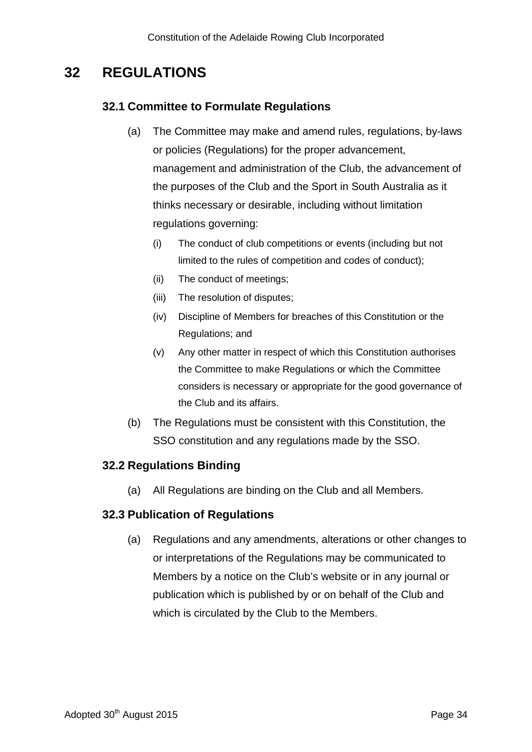# 32 REGULATIONS

## 32.1 Committee to Formulate Regulations

(a) The Committee may make and amend rules, regulations, by-laws or policies (Regulations) for the proper advancement, management and administration of the Club, the advancement of the purposes of the Club and the Sport in South Australia as it thinks necessary or desirable, including without limitation regulations governing:

(i) The conduct of club competitions or events (including but not limited to the rules of competition and codes of conduct);

(ii) The conduct of meetings;

(iii) The resolution of disputes;

(iv) Discipline of Members for breaches of this Constitution or the Regulations; and

(v) Any other matter in respect of which this Constitution authorises the Committee to make Regulations or which the Committee considers is necessary or appropriate for the good governance of the Club and its affairs.

(b) The Regulations must be consistent with this Constitution, the SSO constitution and any regulations made by the SSO.

## 32.2 Regulations Binding

(a) All Regulations are binding on the Club and all Members.

## 32.3 Publication of Regulations

(a) Regulations and any amendments, alterations or other changes to or interpretations of the Regulations may be communicated to Members by a notice on the Club's website or in any journal or publication which is published by or on behalf of the Club and which is circulated by the Club to the Members.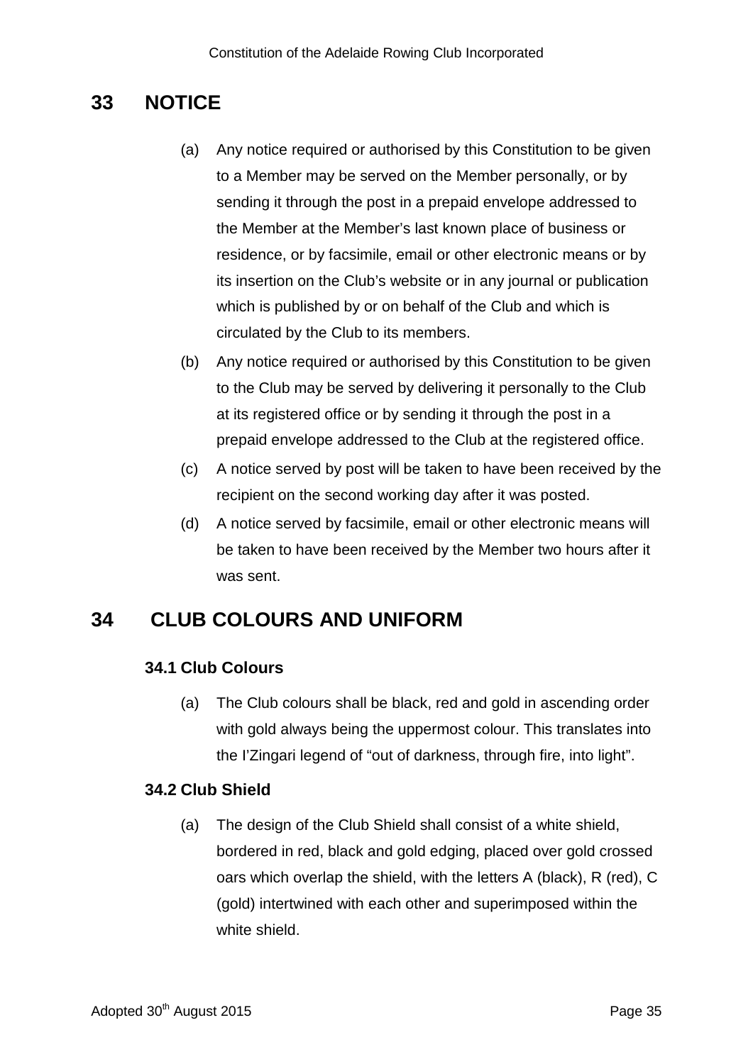# 33 NOTICE

(a) Any notice required or authorised by this Constitution to be given to a Member may be served on the Member personally, or by sending it through the post in a prepaid envelope addressed to the Member at the Member's last known place of business or residence, or by facsimile, email or other electronic means or by its insertion on the Club's website or in any journal or publication which is published by or on behalf of the Club and which is circulated by the Club to its members.

(b) Any notice required or authorised by this Constitution to be given to the Club may be served by delivering it personally to the Club at its registered office or by sending it through the post in a prepaid envelope addressed to the Club at the registered office.

(c) A notice served by post will be taken to have been received by the recipient on the second working day after it was posted.

(d) A notice served by facsimile, email or other electronic means will be taken to have been received by the Member two hours after it was sent.

# 34 CLUB COLOURS AND UNIFORM

### 34.1 Club Colours

(a) The Club colours shall be black, red and gold in ascending order with gold always being the uppermost colour. This translates into the I'Zingari legend of "out of darkness, through fire, into light".

### 34.2 Club Shield

(a) The design of the Club Shield shall consist of a white shield, bordered in red, black and gold edging, placed over gold crossed oars which overlap the shield, with the letters A (black), R (red), C (gold) intertwined with each other and superimposed within the white shield.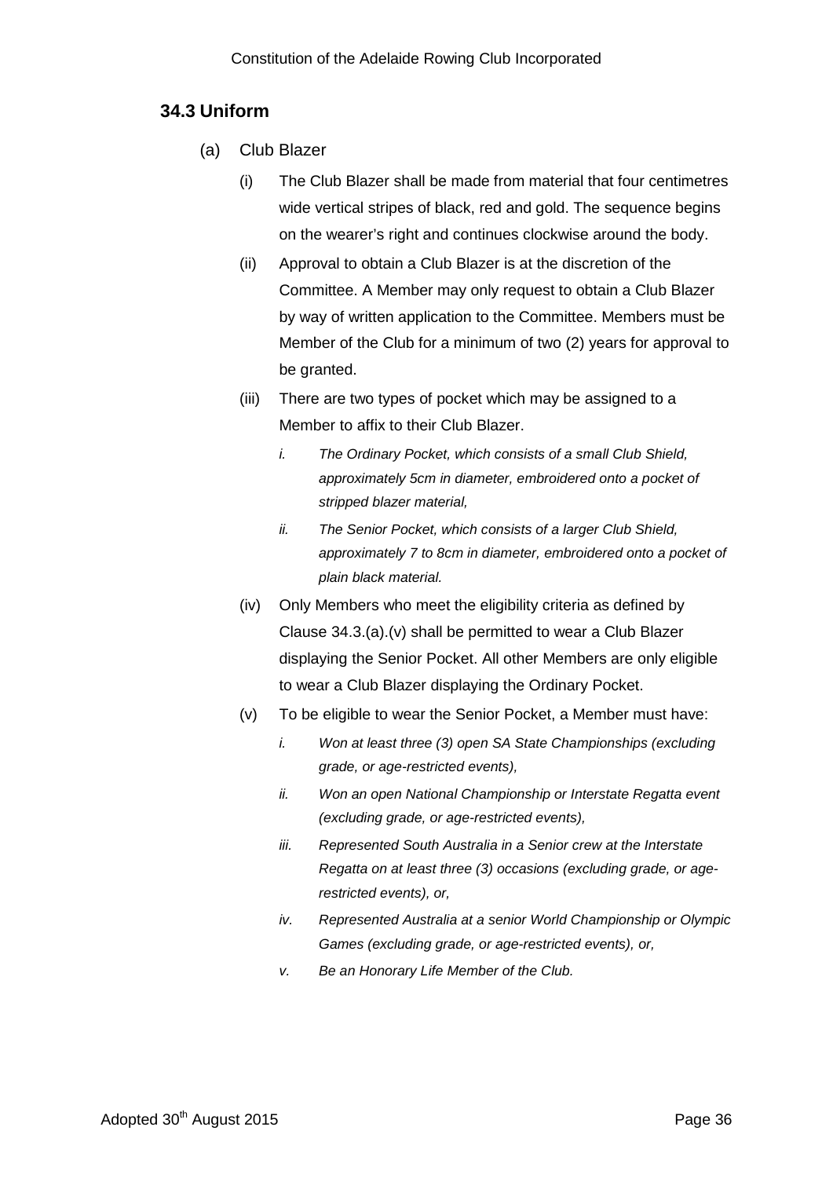## 34.3 Uniform

(a) Club Blazer

(i) The Club Blazer shall be made from material that four centimetres wide vertical stripes of black, red and gold. The sequence begins on the wearer's right and continues clockwise around the body.

(ii) Approval to obtain a Club Blazer is at the discretion of the Committee. A Member may only request to obtain a Club Blazer by way of written application to the Committee. Members must be Member of the Club for a minimum of two (2) years for approval to be granted.

(iii) There are two types of pocket which may be assigned to a Member to affix to their Club Blazer.

*i. The Ordinary Pocket, which consists of a small Club Shield, approximately 5cm in diameter, embroidered onto a pocket of stripped blazer material,*

*ii. The Senior Pocket, which consists of a larger Club Shield, approximately 7 to 8cm in diameter, embroidered onto a pocket of plain black material.*

(iv) Only Members who meet the eligibility criteria as defined by Clause 34.3.(a).(v) shall be permitted to wear a Club Blazer displaying the Senior Pocket. All other Members are only eligible to wear a Club Blazer displaying the Ordinary Pocket.

(v) To be eligible to wear the Senior Pocket, a Member must have:

*i. Won at least three (3) open SA State Championships (excluding grade, or age-restricted events),*

*ii. Won an open National Championship or Interstate Regatta event (excluding grade, or age-restricted events),*

*iii. Represented South Australia in a Senior crew at the Interstate Regatta on at least three (3) occasions (excluding grade, or age-restricted events), or,*

*iv. Represented Australia at a senior World Championship or Olympic Games (excluding grade, or age-restricted events), or,*

*v. Be an Honorary Life Member of the Club.*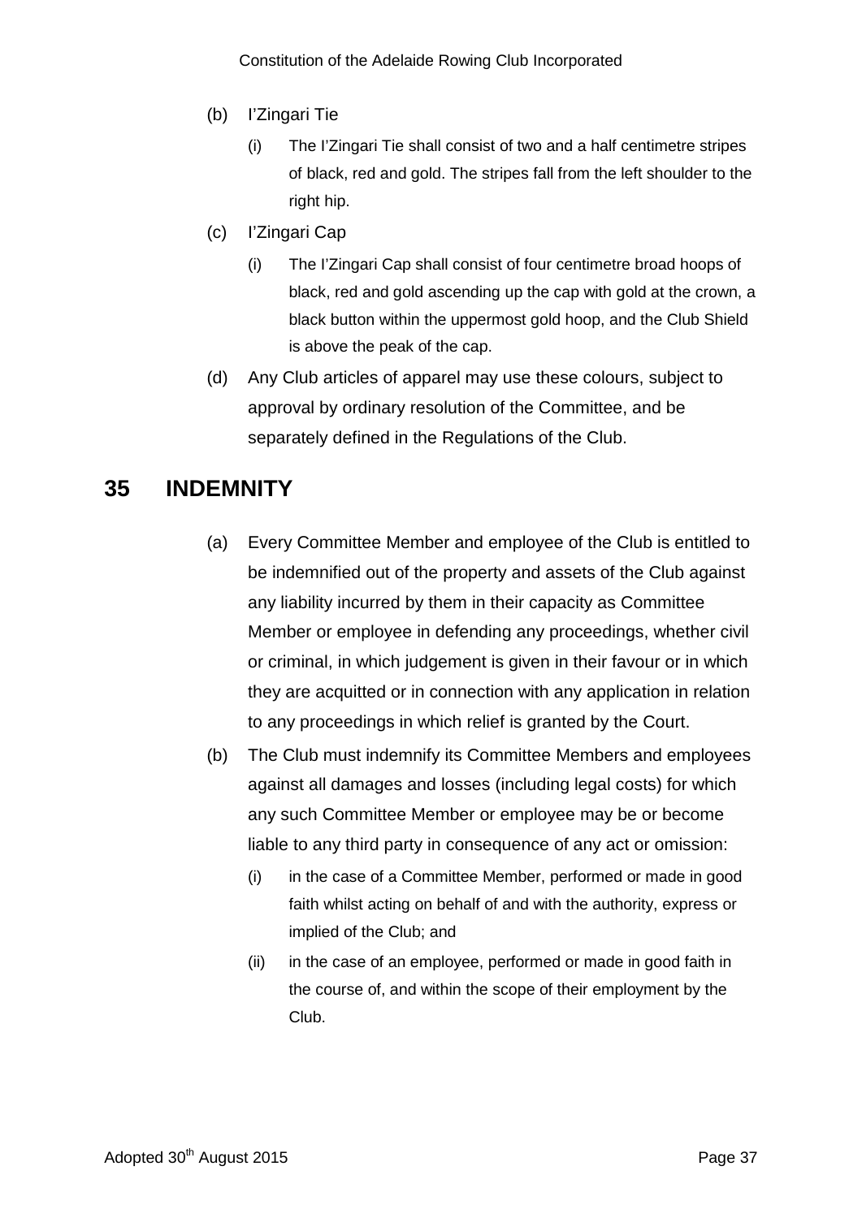(b) I'Zingari Tie

   (i) The I'Zingari Tie shall consist of two and a half centimetre stripes of black, red and gold. The stripes fall from the left shoulder to the right hip.

(c) I'Zingari Cap

   (i) The I'Zingari Cap shall consist of four centimetre broad hoops of black, red and gold ascending up the cap with gold at the crown, a black button within the uppermost gold hoop, and the Club Shield is above the peak of the cap.

(d) Any Club articles of apparel may use these colours, subject to approval by ordinary resolution of the Committee, and be separately defined in the Regulations of the Club.

## 35 INDEMNITY

(a) Every Committee Member and employee of the Club is entitled to be indemnified out of the property and assets of the Club against any liability incurred by them in their capacity as Committee Member or employee in defending any proceedings, whether civil or criminal, in which judgement is given in their favour or in which they are acquitted or in connection with any application in relation to any proceedings in which relief is granted by the Court.

(b) The Club must indemnify its Committee Members and employees against all damages and losses (including legal costs) for which any such Committee Member or employee may be or become liable to any third party in consequence of any act or omission:

   (i) in the case of a Committee Member, performed or made in good faith whilst acting on behalf of and with the authority, express or implied of the Club; and

   (ii) in the case of an employee, performed or made in good faith in the course of, and within the scope of their employment by the Club.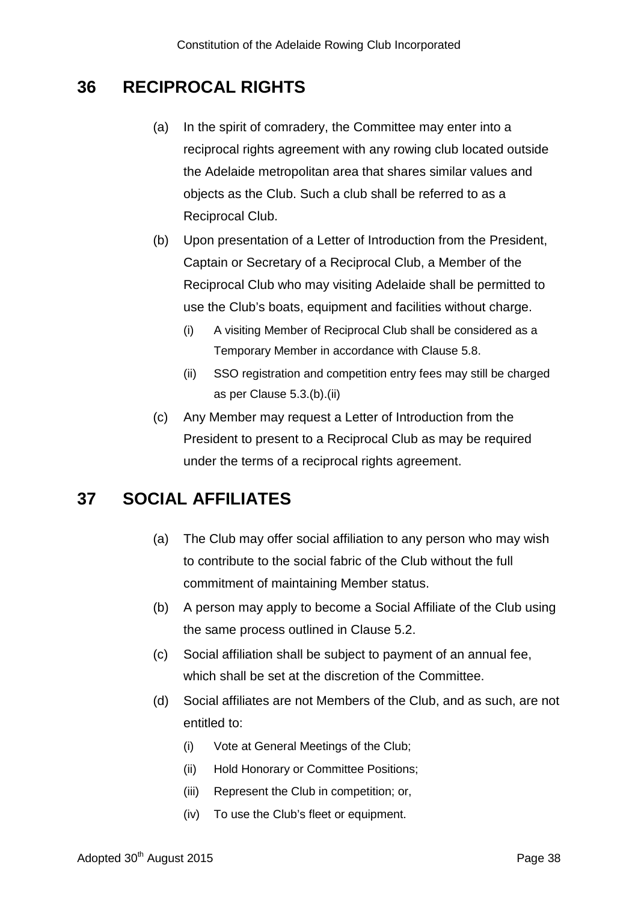## 36 RECIPROCAL RIGHTS

(a) In the spirit of comradery, the Committee may enter into a reciprocal rights agreement with any rowing club located outside the Adelaide metropolitan area that shares similar values and objects as the Club. Such a club shall be referred to as a Reciprocal Club.

(b) Upon presentation of a Letter of Introduction from the President, Captain or Secretary of a Reciprocal Club, a Member of the Reciprocal Club who may visiting Adelaide shall be permitted to use the Club's boats, equipment and facilities without charge.

   (i) A visiting Member of Reciprocal Club shall be considered as a Temporary Member in accordance with Clause 5.8.

   (ii) SSO registration and competition entry fees may still be charged as per Clause 5.3.(b).(ii)

(c) Any Member may request a Letter of Introduction from the President to present to a Reciprocal Club as may be required under the terms of a reciprocal rights agreement.

## 37 SOCIAL AFFILIATES

(a) The Club may offer social affiliation to any person who may wish to contribute to the social fabric of the Club without the full commitment of maintaining Member status.

(b) A person may apply to become a Social Affiliate of the Club using the same process outlined in Clause 5.2.

(c) Social affiliation shall be subject to payment of an annual fee, which shall be set at the discretion of the Committee.

(d) Social affiliates are not Members of the Club, and as such, are not entitled to:

   (i) Vote at General Meetings of the Club;

   (ii) Hold Honorary or Committee Positions;

   (iii) Represent the Club in competition; or,

   (iv) To use the Club's fleet or equipment.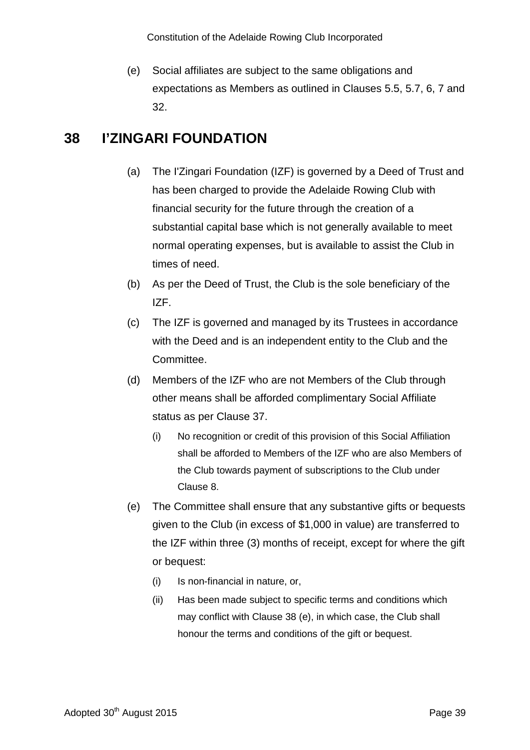(e) Social affiliates are subject to the same obligations and expectations as Members as outlined in Clauses 5.5, 5.7, 6, 7 and 32.

## 38 I'ZINGARI FOUNDATION

(a) The I'Zingari Foundation (IZF) is governed by a Deed of Trust and has been charged to provide the Adelaide Rowing Club with financial security for the future through the creation of a substantial capital base which is not generally available to meet normal operating expenses, but is available to assist the Club in times of need.

(b) As per the Deed of Trust, the Club is the sole beneficiary of the IZF.

(c) The IZF is governed and managed by its Trustees in accordance with the Deed and is an independent entity to the Club and the Committee.

(d) Members of the IZF who are not Members of the Club through other means shall be afforded complimentary Social Affiliate status as per Clause 37.

   (i) No recognition or credit of this provision of this Social Affiliation shall be afforded to Members of the IZF who are also Members of the Club towards payment of subscriptions to the Club under Clause 8.

(e) The Committee shall ensure that any substantive gifts or bequests given to the Club (in excess of $1,000 in value) are transferred to the IZF within three (3) months of receipt, except for where the gift or bequest:

   (i) Is non-financial in nature, or,

   (ii) Has been made subject to specific terms and conditions which may conflict with Clause 38 (e), in which case, the Club shall honour the terms and conditions of the gift or bequest.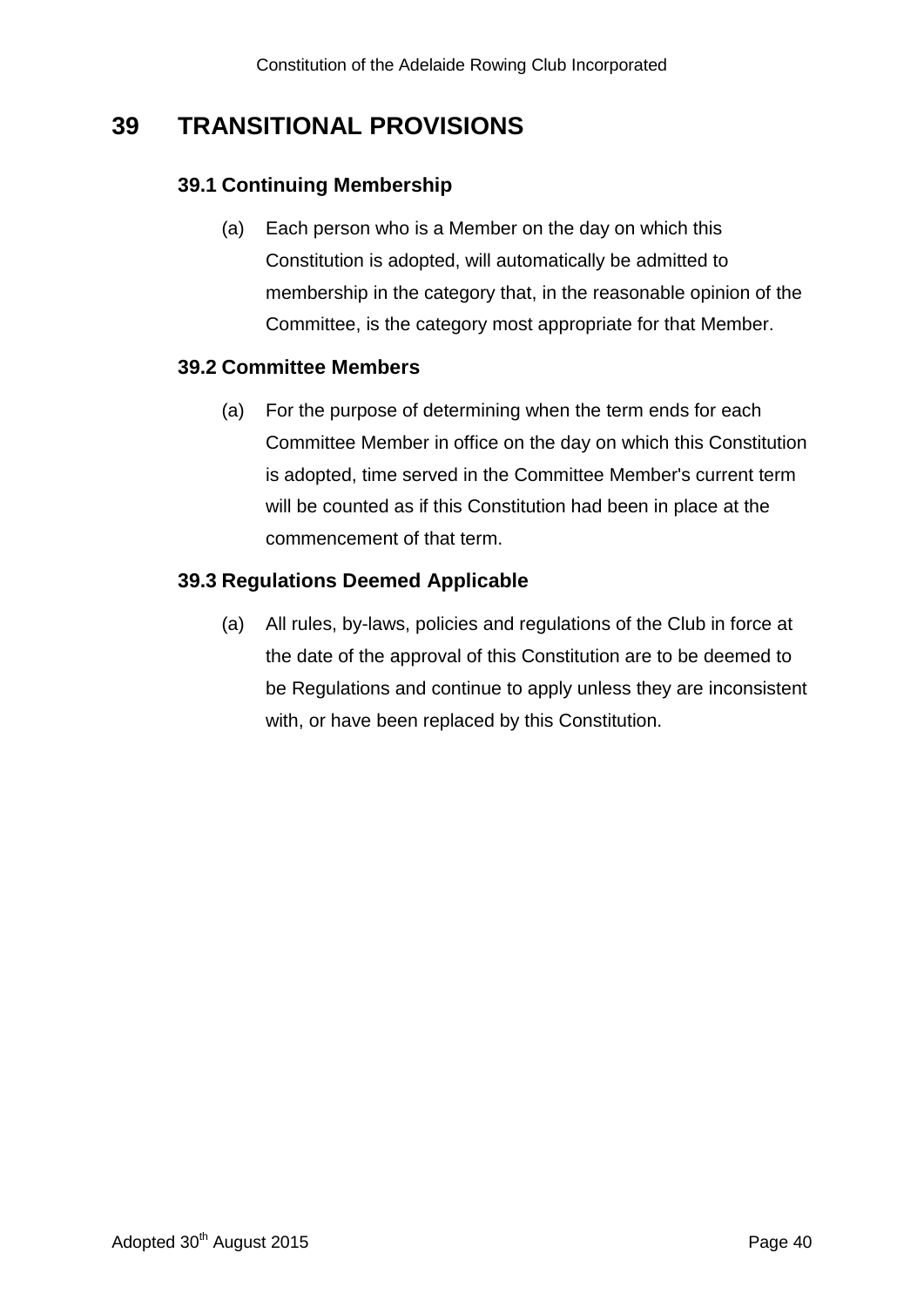# 39 TRANSITIONAL PROVISIONS

## 39.1 Continuing Membership

(a) Each person who is a Member on the day on which this Constitution is adopted, will automatically be admitted to membership in the category that, in the reasonable opinion of the Committee, is the category most appropriate for that Member.

## 39.2 Committee Members

(a) For the purpose of determining when the term ends for each Committee Member in office on the day on which this Constitution is adopted, time served in the Committee Member's current term will be counted as if this Constitution had been in place at the commencement of that term.

## 39.3 Regulations Deemed Applicable

(a) All rules, by-laws, policies and regulations of the Club in force at the date of the approval of this Constitution are to be deemed to be Regulations and continue to apply unless they are inconsistent with, or have been replaced by this Constitution.